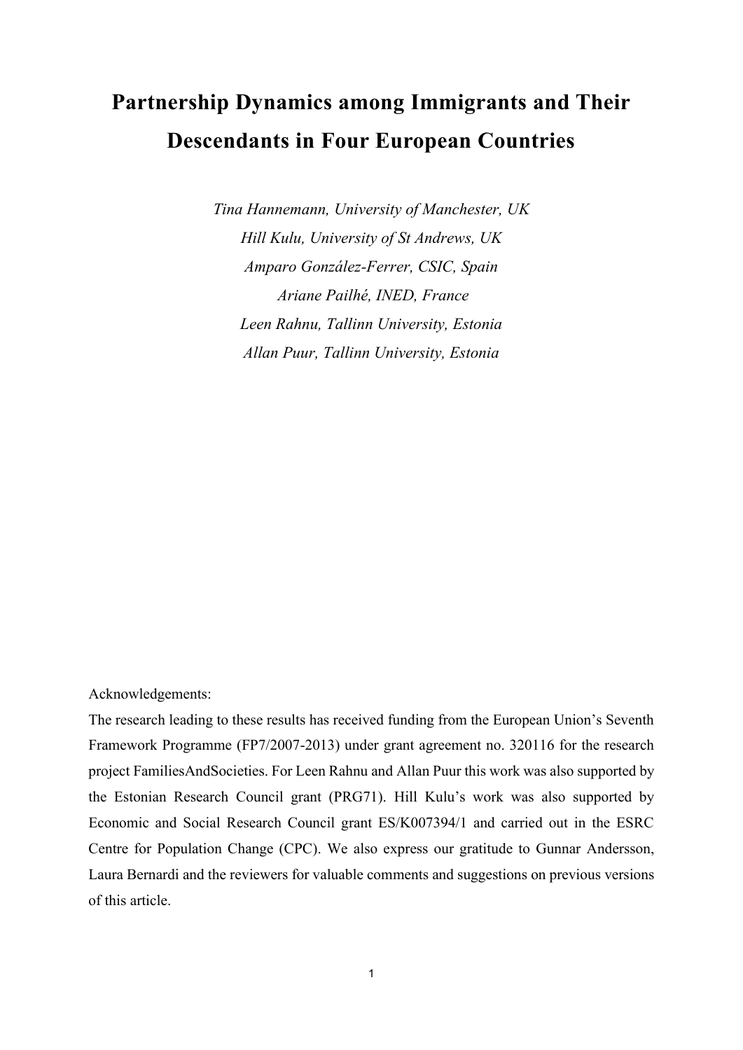# Partnership Dynamics among Immigrants and Their Descendants in Four European Countries

*Tina Hannemann, University of Manchester, UK*
*Hill Kulu, University of St Andrews, UK*
*Amparo González-Ferrer, CSIC, Spain*
*Ariane Pailhé, INED, France*
*Leen Rahnu, Tallinn University, Estonia*
*Allan Puur, Tallinn University, Estonia*

Acknowledgements:

The research leading to these results has received funding from the European Union's Seventh Framework Programme (FP7/2007-2013) under grant agreement no. 320116 for the research project FamiliesAndSocieties. For Leen Rahnu and Allan Puur this work was also supported by the Estonian Research Council grant (PRG71). Hill Kulu's work was also supported by Economic and Social Research Council grant ES/K007394/1 and carried out in the ESRC Centre for Population Change (CPC). We also express our gratitude to Gunnar Andersson, Laura Bernardi and the reviewers for valuable comments and suggestions on previous versions of this article.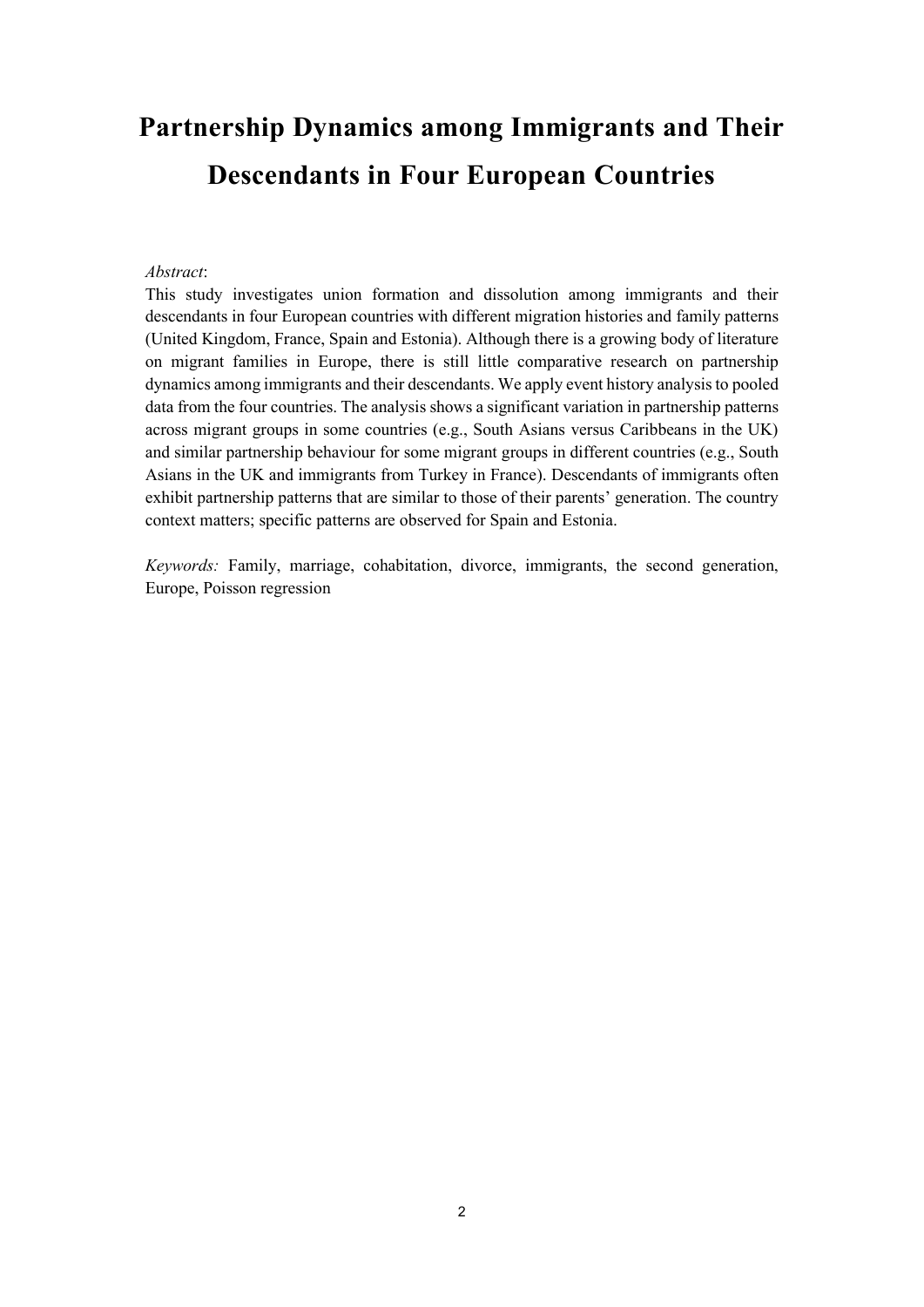# Partnership Dynamics among Immigrants and Their Descendants in Four European Countries

*Abstract*:

This study investigates union formation and dissolution among immigrants and their descendants in four European countries with different migration histories and family patterns (United Kingdom, France, Spain and Estonia). Although there is a growing body of literature on migrant families in Europe, there is still little comparative research on partnership dynamics among immigrants and their descendants. We apply event history analysis to pooled data from the four countries. The analysis shows a significant variation in partnership patterns across migrant groups in some countries (e.g., South Asians versus Caribbeans in the UK) and similar partnership behaviour for some migrant groups in different countries (e.g., South Asians in the UK and immigrants from Turkey in France). Descendants of immigrants often exhibit partnership patterns that are similar to those of their parents' generation. The country context matters; specific patterns are observed for Spain and Estonia.

*Keywords:* Family, marriage, cohabitation, divorce, immigrants, the second generation, Europe, Poisson regression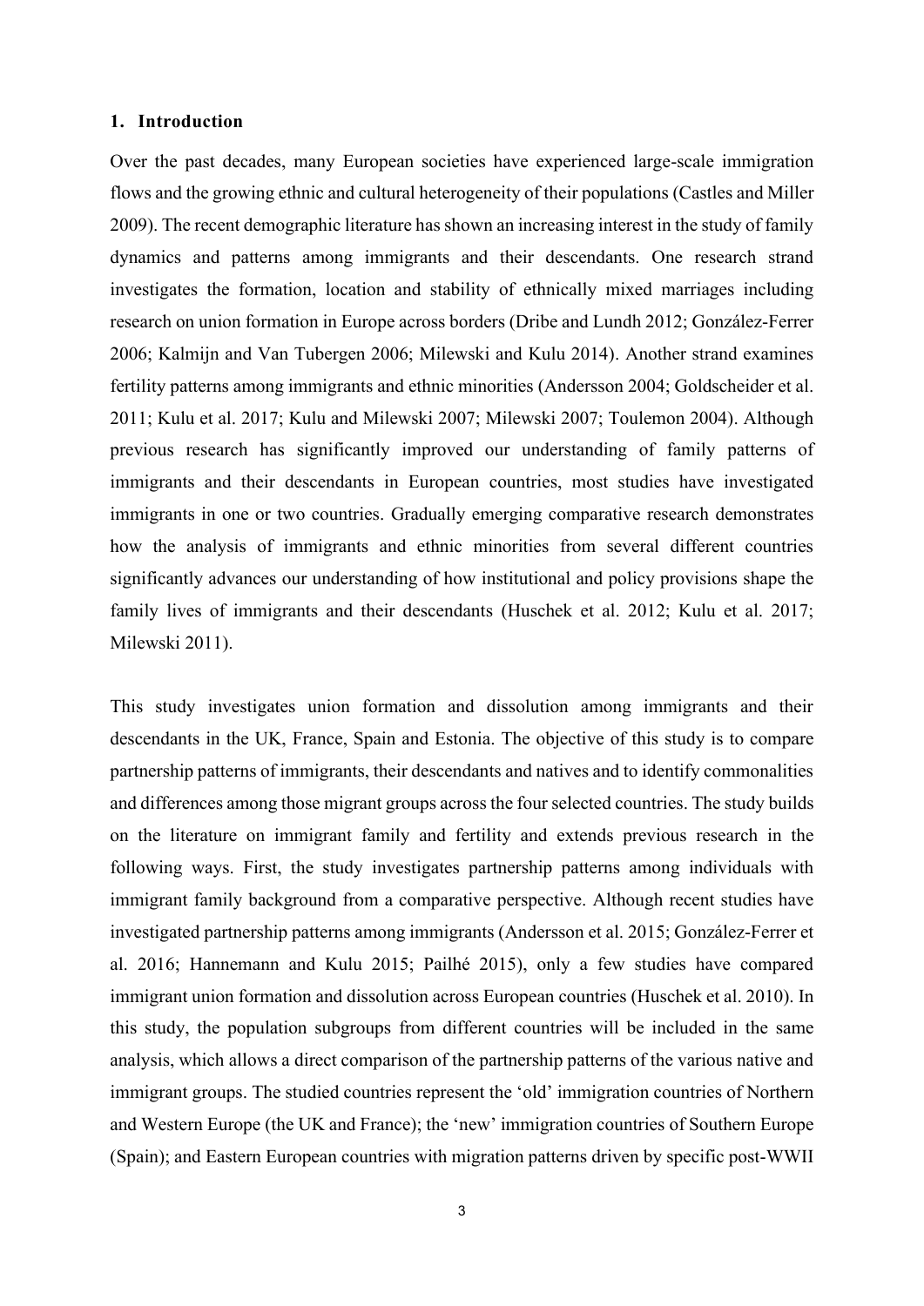## 1. Introduction

Over the past decades, many European societies have experienced large-scale immigration flows and the growing ethnic and cultural heterogeneity of their populations (Castles and Miller 2009). The recent demographic literature has shown an increasing interest in the study of family dynamics and patterns among immigrants and their descendants. One research strand investigates the formation, location and stability of ethnically mixed marriages including research on union formation in Europe across borders (Dribe and Lundh 2012; González-Ferrer 2006; Kalmijn and Van Tubergen 2006; Milewski and Kulu 2014). Another strand examines fertility patterns among immigrants and ethnic minorities (Andersson 2004; Goldscheider et al. 2011; Kulu et al. 2017; Kulu and Milewski 2007; Milewski 2007; Toulemon 2004). Although previous research has significantly improved our understanding of family patterns of immigrants and their descendants in European countries, most studies have investigated immigrants in one or two countries. Gradually emerging comparative research demonstrates how the analysis of immigrants and ethnic minorities from several different countries significantly advances our understanding of how institutional and policy provisions shape the family lives of immigrants and their descendants (Huschek et al. 2012; Kulu et al. 2017; Milewski 2011).

This study investigates union formation and dissolution among immigrants and their descendants in the UK, France, Spain and Estonia. The objective of this study is to compare partnership patterns of immigrants, their descendants and natives and to identify commonalities and differences among those migrant groups across the four selected countries. The study builds on the literature on immigrant family and fertility and extends previous research in the following ways. First, the study investigates partnership patterns among individuals with immigrant family background from a comparative perspective. Although recent studies have investigated partnership patterns among immigrants (Andersson et al. 2015; González-Ferrer et al. 2016; Hannemann and Kulu 2015; Pailhé 2015), only a few studies have compared immigrant union formation and dissolution across European countries (Huschek et al. 2010). In this study, the population subgroups from different countries will be included in the same analysis, which allows a direct comparison of the partnership patterns of the various native and immigrant groups. The studied countries represent the 'old' immigration countries of Northern and Western Europe (the UK and France); the 'new' immigration countries of Southern Europe (Spain); and Eastern European countries with migration patterns driven by specific post-WWII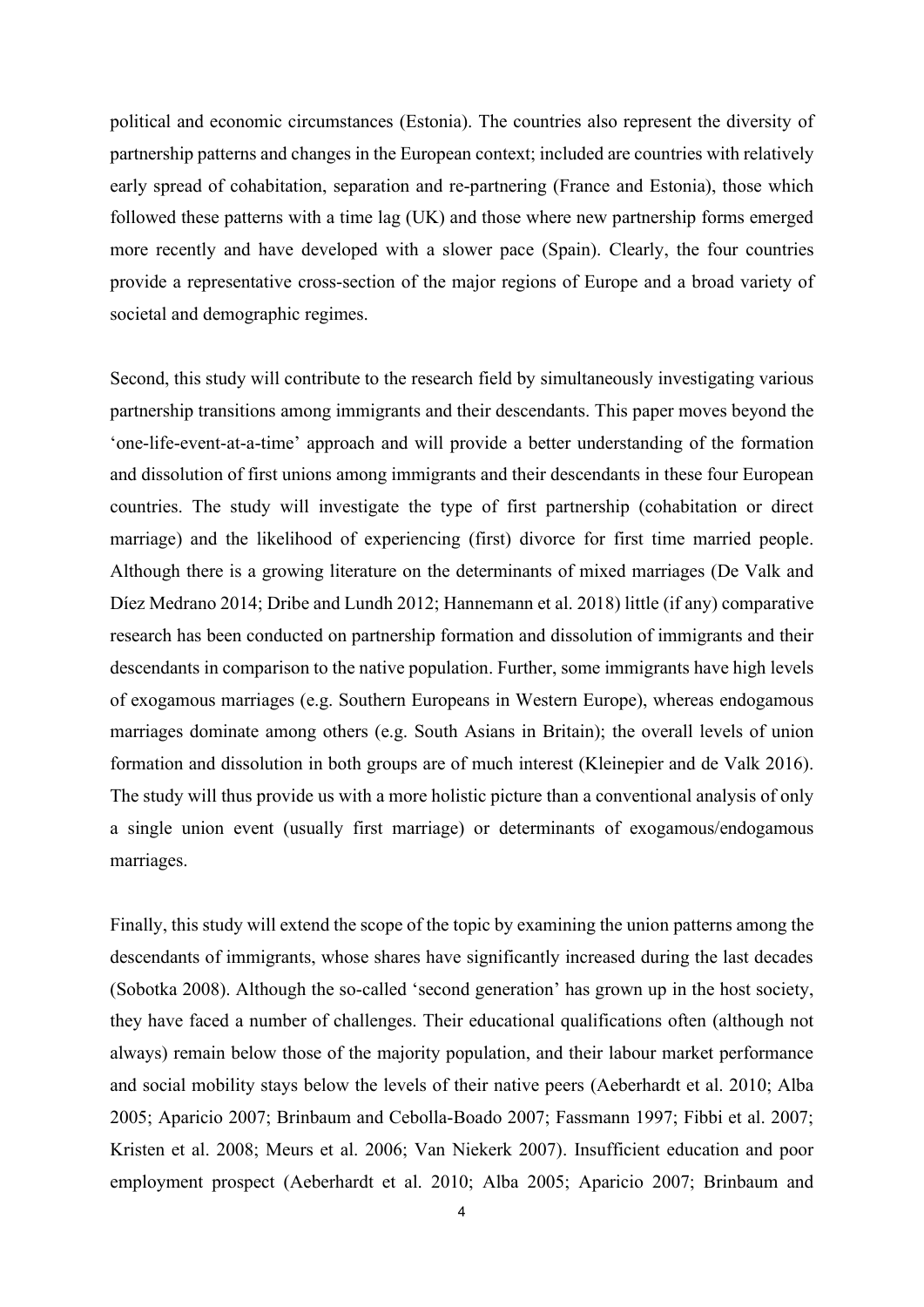political and economic circumstances (Estonia). The countries also represent the diversity of partnership patterns and changes in the European context; included are countries with relatively early spread of cohabitation, separation and re-partnering (France and Estonia), those which followed these patterns with a time lag (UK) and those where new partnership forms emerged more recently and have developed with a slower pace (Spain). Clearly, the four countries provide a representative cross-section of the major regions of Europe and a broad variety of societal and demographic regimes.

Second, this study will contribute to the research field by simultaneously investigating various partnership transitions among immigrants and their descendants. This paper moves beyond the 'one-life-event-at-a-time' approach and will provide a better understanding of the formation and dissolution of first unions among immigrants and their descendants in these four European countries. The study will investigate the type of first partnership (cohabitation or direct marriage) and the likelihood of experiencing (first) divorce for first time married people. Although there is a growing literature on the determinants of mixed marriages (De Valk and Díez Medrano 2014; Dribe and Lundh 2012; Hannemann et al. 2018) little (if any) comparative research has been conducted on partnership formation and dissolution of immigrants and their descendants in comparison to the native population. Further, some immigrants have high levels of exogamous marriages (e.g. Southern Europeans in Western Europe), whereas endogamous marriages dominate among others (e.g. South Asians in Britain); the overall levels of union formation and dissolution in both groups are of much interest (Kleinepier and de Valk 2016). The study will thus provide us with a more holistic picture than a conventional analysis of only a single union event (usually first marriage) or determinants of exogamous/endogamous marriages.

Finally, this study will extend the scope of the topic by examining the union patterns among the descendants of immigrants, whose shares have significantly increased during the last decades (Sobotka 2008). Although the so-called 'second generation' has grown up in the host society, they have faced a number of challenges. Their educational qualifications often (although not always) remain below those of the majority population, and their labour market performance and social mobility stays below the levels of their native peers (Aeberhardt et al. 2010; Alba 2005; Aparicio 2007; Brinbaum and Cebolla-Boado 2007; Fassmann 1997; Fibbi et al. 2007; Kristen et al. 2008; Meurs et al. 2006; Van Niekerk 2007). Insufficient education and poor employment prospect (Aeberhardt et al. 2010; Alba 2005; Aparicio 2007; Brinbaum and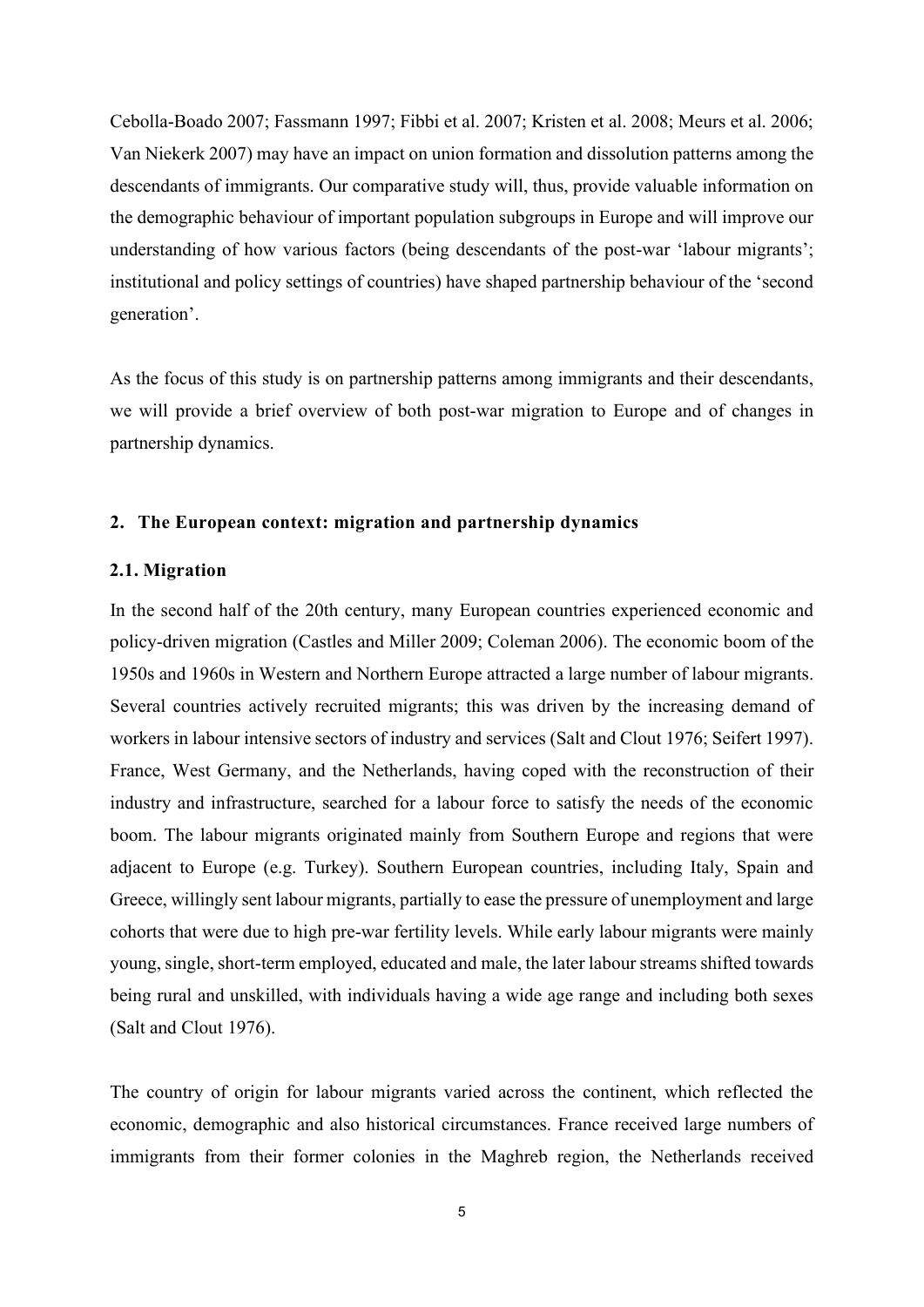Cebolla-Boado 2007; Fassmann 1997; Fibbi et al. 2007; Kristen et al. 2008; Meurs et al. 2006; Van Niekerk 2007) may have an impact on union formation and dissolution patterns among the descendants of immigrants. Our comparative study will, thus, provide valuable information on the demographic behaviour of important population subgroups in Europe and will improve our understanding of how various factors (being descendants of the post-war 'labour migrants'; institutional and policy settings of countries) have shaped partnership behaviour of the 'second generation'.

As the focus of this study is on partnership patterns among immigrants and their descendants, we will provide a brief overview of both post-war migration to Europe and of changes in partnership dynamics.

## 2. The European context: migration and partnership dynamics

### 2.1. Migration

In the second half of the 20th century, many European countries experienced economic and policy-driven migration (Castles and Miller 2009; Coleman 2006). The economic boom of the 1950s and 1960s in Western and Northern Europe attracted a large number of labour migrants. Several countries actively recruited migrants; this was driven by the increasing demand of workers in labour intensive sectors of industry and services (Salt and Clout 1976; Seifert 1997). France, West Germany, and the Netherlands, having coped with the reconstruction of their industry and infrastructure, searched for a labour force to satisfy the needs of the economic boom. The labour migrants originated mainly from Southern Europe and regions that were adjacent to Europe (e.g. Turkey). Southern European countries, including Italy, Spain and Greece, willingly sent labour migrants, partially to ease the pressure of unemployment and large cohorts that were due to high pre-war fertility levels. While early labour migrants were mainly young, single, short-term employed, educated and male, the later labour streams shifted towards being rural and unskilled, with individuals having a wide age range and including both sexes (Salt and Clout 1976).

The country of origin for labour migrants varied across the continent, which reflected the economic, demographic and also historical circumstances. France received large numbers of immigrants from their former colonies in the Maghreb region, the Netherlands received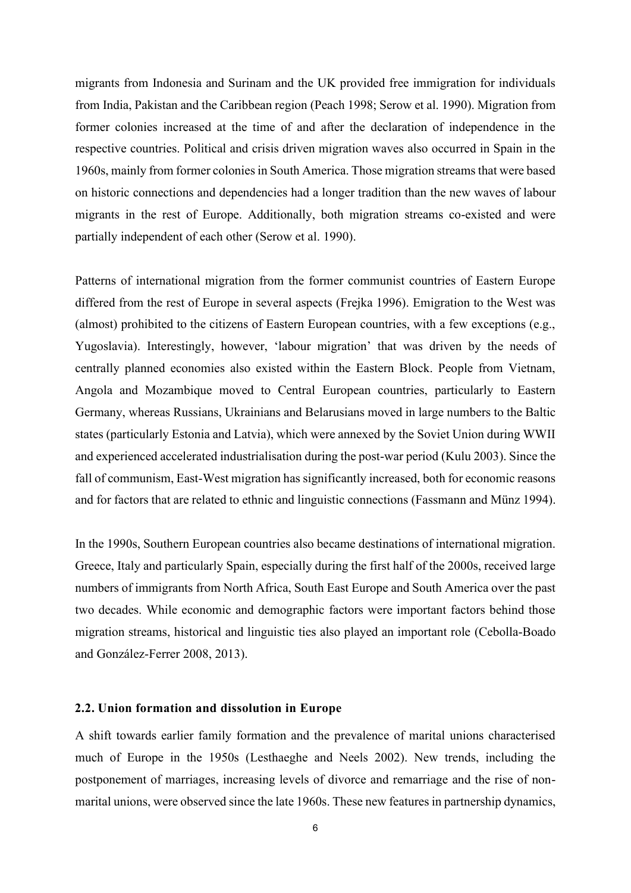migrants from Indonesia and Surinam and the UK provided free immigration for individuals from India, Pakistan and the Caribbean region (Peach 1998; Serow et al. 1990). Migration from former colonies increased at the time of and after the declaration of independence in the respective countries. Political and crisis driven migration waves also occurred in Spain in the 1960s, mainly from former colonies in South America. Those migration streams that were based on historic connections and dependencies had a longer tradition than the new waves of labour migrants in the rest of Europe. Additionally, both migration streams co-existed and were partially independent of each other (Serow et al. 1990).

Patterns of international migration from the former communist countries of Eastern Europe differed from the rest of Europe in several aspects (Frejka 1996). Emigration to the West was (almost) prohibited to the citizens of Eastern European countries, with a few exceptions (e.g., Yugoslavia). Interestingly, however, 'labour migration' that was driven by the needs of centrally planned economies also existed within the Eastern Block. People from Vietnam, Angola and Mozambique moved to Central European countries, particularly to Eastern Germany, whereas Russians, Ukrainians and Belarusians moved in large numbers to the Baltic states (particularly Estonia and Latvia), which were annexed by the Soviet Union during WWII and experienced accelerated industrialisation during the post-war period (Kulu 2003). Since the fall of communism, East-West migration has significantly increased, both for economic reasons and for factors that are related to ethnic and linguistic connections (Fassmann and Münz 1994).

In the 1990s, Southern European countries also became destinations of international migration. Greece, Italy and particularly Spain, especially during the first half of the 2000s, received large numbers of immigrants from North Africa, South East Europe and South America over the past two decades. While economic and demographic factors were important factors behind those migration streams, historical and linguistic ties also played an important role (Cebolla-Boado and González-Ferrer 2008, 2013).

### 2.2. Union formation and dissolution in Europe

A shift towards earlier family formation and the prevalence of marital unions characterised much of Europe in the 1950s (Lesthaeghe and Neels 2002). New trends, including the postponement of marriages, increasing levels of divorce and remarriage and the rise of non-marital unions, were observed since the late 1960s. These new features in partnership dynamics,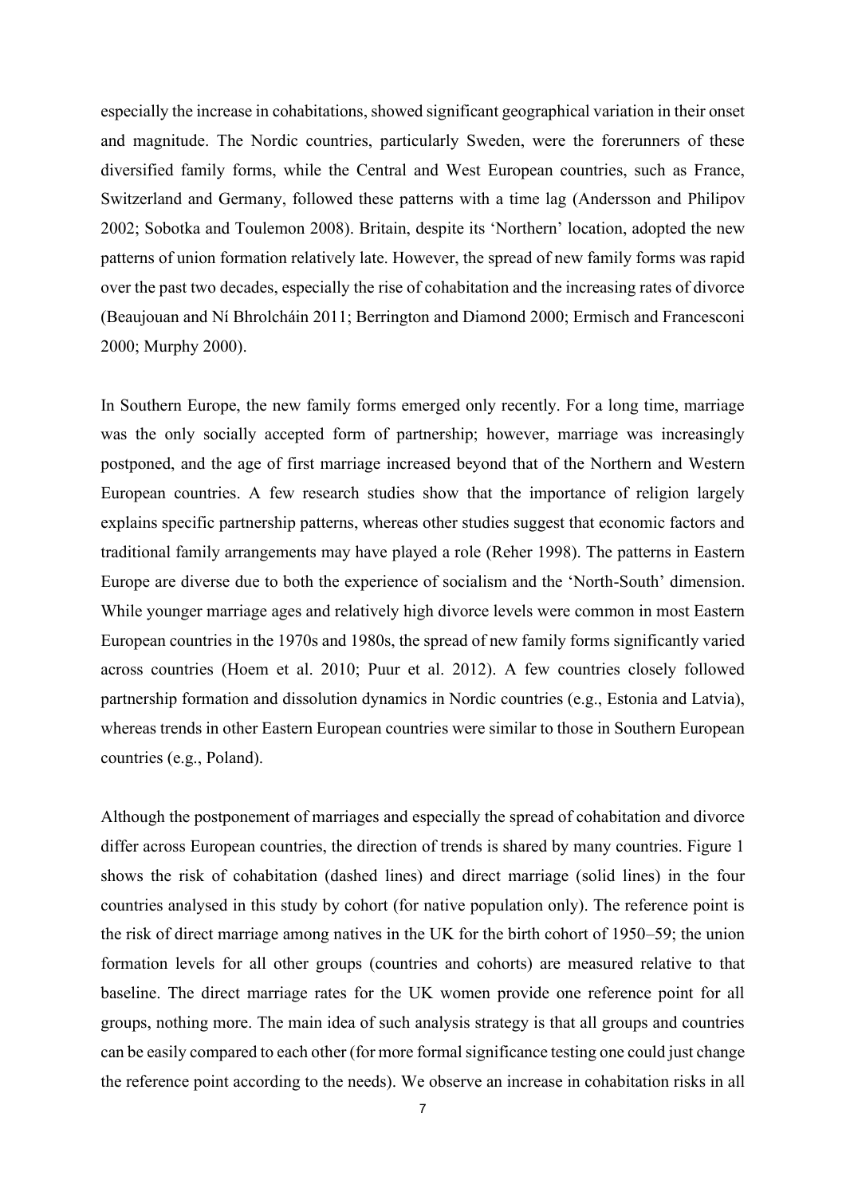especially the increase in cohabitations, showed significant geographical variation in their onset and magnitude. The Nordic countries, particularly Sweden, were the forerunners of these diversified family forms, while the Central and West European countries, such as France, Switzerland and Germany, followed these patterns with a time lag (Andersson and Philipov 2002; Sobotka and Toulemon 2008). Britain, despite its 'Northern' location, adopted the new patterns of union formation relatively late. However, the spread of new family forms was rapid over the past two decades, especially the rise of cohabitation and the increasing rates of divorce (Beaujouan and Ní Bhrolcháin 2011; Berrington and Diamond 2000; Ermisch and Francesconi 2000; Murphy 2000).

In Southern Europe, the new family forms emerged only recently. For a long time, marriage was the only socially accepted form of partnership; however, marriage was increasingly postponed, and the age of first marriage increased beyond that of the Northern and Western European countries. A few research studies show that the importance of religion largely explains specific partnership patterns, whereas other studies suggest that economic factors and traditional family arrangements may have played a role (Reher 1998). The patterns in Eastern Europe are diverse due to both the experience of socialism and the 'North-South' dimension. While younger marriage ages and relatively high divorce levels were common in most Eastern European countries in the 1970s and 1980s, the spread of new family forms significantly varied across countries (Hoem et al. 2010; Puur et al. 2012). A few countries closely followed partnership formation and dissolution dynamics in Nordic countries (e.g., Estonia and Latvia), whereas trends in other Eastern European countries were similar to those in Southern European countries (e.g., Poland).

Although the postponement of marriages and especially the spread of cohabitation and divorce differ across European countries, the direction of trends is shared by many countries. Figure 1 shows the risk of cohabitation (dashed lines) and direct marriage (solid lines) in the four countries analysed in this study by cohort (for native population only). The reference point is the risk of direct marriage among natives in the UK for the birth cohort of 1950–59; the union formation levels for all other groups (countries and cohorts) are measured relative to that baseline. The direct marriage rates for the UK women provide one reference point for all groups, nothing more. The main idea of such analysis strategy is that all groups and countries can be easily compared to each other (for more formal significance testing one could just change the reference point according to the needs). We observe an increase in cohabitation risks in all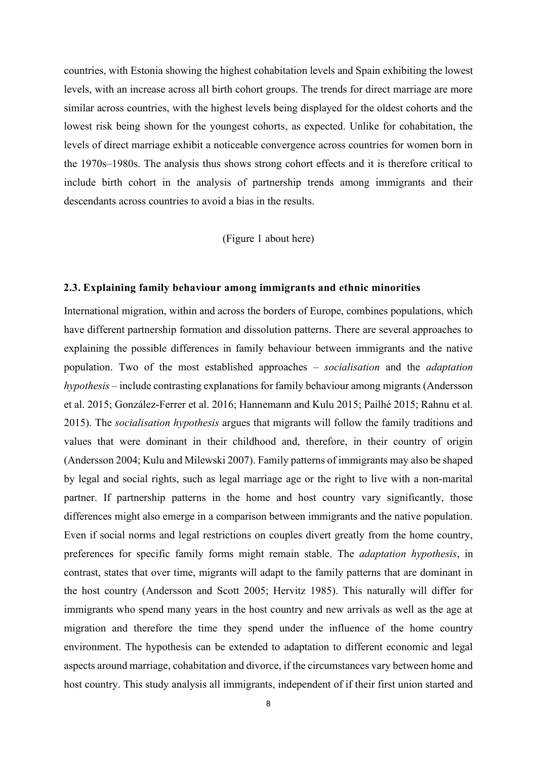countries, with Estonia showing the highest cohabitation levels and Spain exhibiting the lowest levels, with an increase across all birth cohort groups. The trends for direct marriage are more similar across countries, with the highest levels being displayed for the oldest cohorts and the lowest risk being shown for the youngest cohorts, as expected. Unlike for cohabitation, the levels of direct marriage exhibit a noticeable convergence across countries for women born in the 1970s–1980s. The analysis thus shows strong cohort effects and it is therefore critical to include birth cohort in the analysis of partnership trends among immigrants and their descendants across countries to avoid a bias in the results.

(Figure 1 about here)

### 2.3. Explaining family behaviour among immigrants and ethnic minorities

International migration, within and across the borders of Europe, combines populations, which have different partnership formation and dissolution patterns. There are several approaches to explaining the possible differences in family behaviour between immigrants and the native population. Two of the most established approaches – *socialisation* and the *adaptation hypothesis* – include contrasting explanations for family behaviour among migrants (Andersson et al. 2015; González-Ferrer et al. 2016; Hannemann and Kulu 2015; Pailhé 2015; Rahnu et al. 2015). The *socialisation hypothesis* argues that migrants will follow the family traditions and values that were dominant in their childhood and, therefore, in their country of origin (Andersson 2004; Kulu and Milewski 2007). Family patterns of immigrants may also be shaped by legal and social rights, such as legal marriage age or the right to live with a non-marital partner. If partnership patterns in the home and host country vary significantly, those differences might also emerge in a comparison between immigrants and the native population. Even if social norms and legal restrictions on couples divert greatly from the home country, preferences for specific family forms might remain stable. The *adaptation hypothesis*, in contrast, states that over time, migrants will adapt to the family patterns that are dominant in the host country (Andersson and Scott 2005; Hervitz 1985). This naturally will differ for immigrants who spend many years in the host country and new arrivals as well as the age at migration and therefore the time they spend under the influence of the home country environment. The hypothesis can be extended to adaptation to different economic and legal aspects around marriage, cohabitation and divorce, if the circumstances vary between home and host country. This study analysis all immigrants, independent of if their first union started and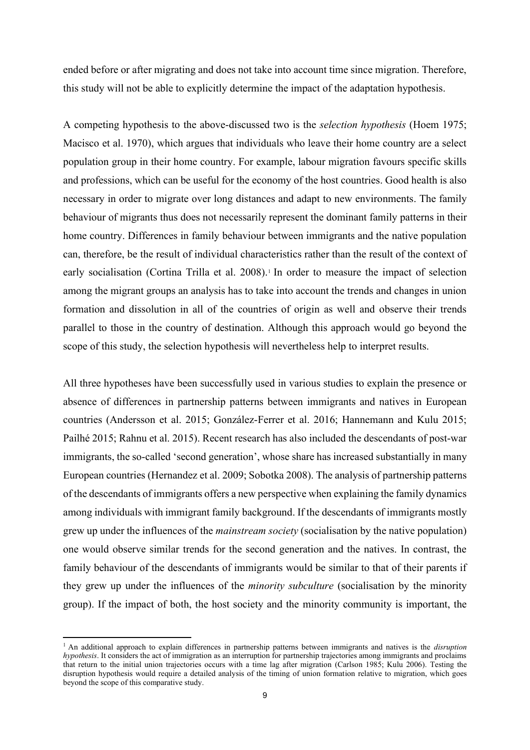ended before or after migrating and does not take into account time since migration. Therefore, this study will not be able to explicitly determine the impact of the adaptation hypothesis.

A competing hypothesis to the above-discussed two is the *selection hypothesis* (Hoem 1975; Macisco et al. 1970), which argues that individuals who leave their home country are a select population group in their home country. For example, labour migration favours specific skills and professions, which can be useful for the economy of the host countries. Good health is also necessary in order to migrate over long distances and adapt to new environments. The family behaviour of migrants thus does not necessarily represent the dominant family patterns in their home country. Differences in family behaviour between immigrants and the native population can, therefore, be the result of individual characteristics rather than the result of the context of early socialisation (Cortina Trilla et al. 2008).[1] In order to measure the impact of selection among the migrant groups an analysis has to take into account the trends and changes in union formation and dissolution in all of the countries of origin as well and observe their trends parallel to those in the country of destination. Although this approach would go beyond the scope of this study, the selection hypothesis will nevertheless help to interpret results.

All three hypotheses have been successfully used in various studies to explain the presence or absence of differences in partnership patterns between immigrants and natives in European countries (Andersson et al. 2015; González-Ferrer et al. 2016; Hannemann and Kulu 2015; Pailhé 2015; Rahnu et al. 2015). Recent research has also included the descendants of post-war immigrants, the so-called 'second generation', whose share has increased substantially in many European countries (Hernandez et al. 2009; Sobotka 2008). The analysis of partnership patterns of the descendants of immigrants offers a new perspective when explaining the family dynamics among individuals with immigrant family background. If the descendants of immigrants mostly grew up under the influences of the *mainstream society* (socialisation by the native population) one would observe similar trends for the second generation and the natives. In contrast, the family behaviour of the descendants of immigrants would be similar to that of their parents if they grew up under the influences of the *minority subculture* (socialisation by the minority group). If the impact of both, the host society and the minority community is important, the

[1] An additional approach to explain differences in partnership patterns between immigrants and natives is the *disruption hypothesis*. It considers the act of immigration as an interruption for partnership trajectories among immigrants and proclaims that return to the initial union trajectories occurs with a time lag after migration (Carlson 1985; Kulu 2006). Testing the disruption hypothesis would require a detailed analysis of the timing of union formation relative to migration, which goes beyond the scope of this comparative study.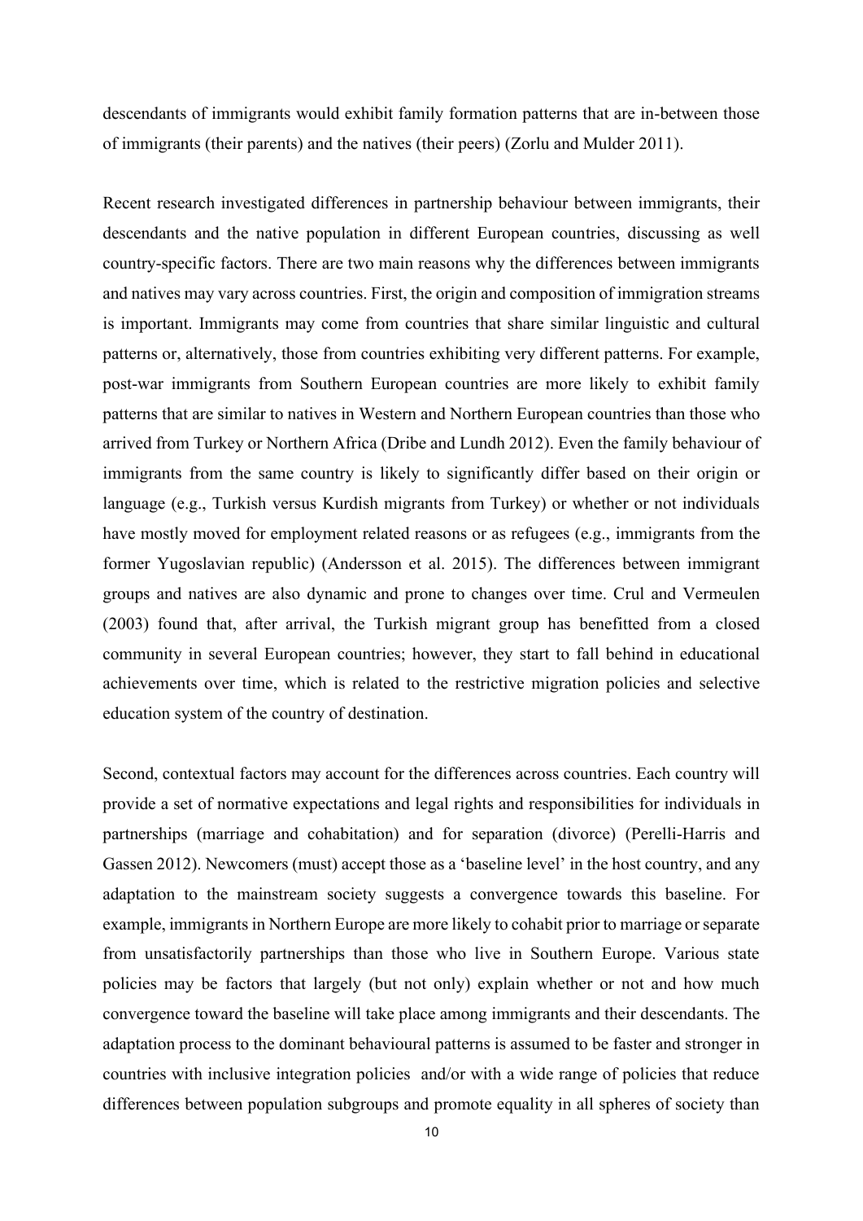descendants of immigrants would exhibit family formation patterns that are in-between those of immigrants (their parents) and the natives (their peers) (Zorlu and Mulder 2011).

Recent research investigated differences in partnership behaviour between immigrants, their descendants and the native population in different European countries, discussing as well country-specific factors. There are two main reasons why the differences between immigrants and natives may vary across countries. First, the origin and composition of immigration streams is important. Immigrants may come from countries that share similar linguistic and cultural patterns or, alternatively, those from countries exhibiting very different patterns. For example, post-war immigrants from Southern European countries are more likely to exhibit family patterns that are similar to natives in Western and Northern European countries than those who arrived from Turkey or Northern Africa (Dribe and Lundh 2012). Even the family behaviour of immigrants from the same country is likely to significantly differ based on their origin or language (e.g., Turkish versus Kurdish migrants from Turkey) or whether or not individuals have mostly moved for employment related reasons or as refugees (e.g., immigrants from the former Yugoslavian republic) (Andersson et al. 2015). The differences between immigrant groups and natives are also dynamic and prone to changes over time. Crul and Vermeulen (2003) found that, after arrival, the Turkish migrant group has benefitted from a closed community in several European countries; however, they start to fall behind in educational achievements over time, which is related to the restrictive migration policies and selective education system of the country of destination.

Second, contextual factors may account for the differences across countries. Each country will provide a set of normative expectations and legal rights and responsibilities for individuals in partnerships (marriage and cohabitation) and for separation (divorce) (Perelli-Harris and Gassen 2012). Newcomers (must) accept those as a 'baseline level' in the host country, and any adaptation to the mainstream society suggests a convergence towards this baseline. For example, immigrants in Northern Europe are more likely to cohabit prior to marriage or separate from unsatisfactorily partnerships than those who live in Southern Europe. Various state policies may be factors that largely (but not only) explain whether or not and how much convergence toward the baseline will take place among immigrants and their descendants. The adaptation process to the dominant behavioural patterns is assumed to be faster and stronger in countries with inclusive integration policies and/or with a wide range of policies that reduce differences between population subgroups and promote equality in all spheres of society than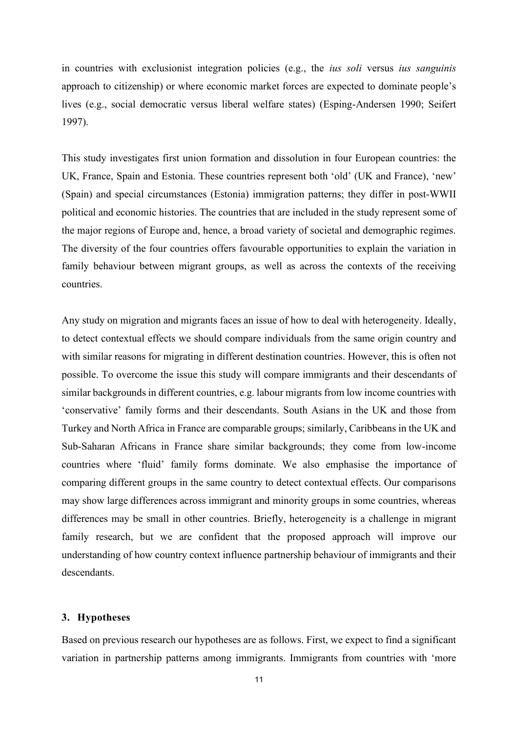in countries with exclusionist integration policies (e.g., the *ius soli* versus *ius sanguinis* approach to citizenship) or where economic market forces are expected to dominate people's lives (e.g., social democratic versus liberal welfare states) (Esping-Andersen 1990; Seifert 1997).

This study investigates first union formation and dissolution in four European countries: the UK, France, Spain and Estonia. These countries represent both 'old' (UK and France), 'new' (Spain) and special circumstances (Estonia) immigration patterns; they differ in post-WWII political and economic histories. The countries that are included in the study represent some of the major regions of Europe and, hence, a broad variety of societal and demographic regimes. The diversity of the four countries offers favourable opportunities to explain the variation in family behaviour between migrant groups, as well as across the contexts of the receiving countries.

Any study on migration and migrants faces an issue of how to deal with heterogeneity. Ideally, to detect contextual effects we should compare individuals from the same origin country and with similar reasons for migrating in different destination countries. However, this is often not possible. To overcome the issue this study will compare immigrants and their descendants of similar backgrounds in different countries, e.g. labour migrants from low income countries with 'conservative' family forms and their descendants. South Asians in the UK and those from Turkey and North Africa in France are comparable groups; similarly, Caribbeans in the UK and Sub-Saharan Africans in France share similar backgrounds; they come from low-income countries where 'fluid' family forms dominate. We also emphasise the importance of comparing different groups in the same country to detect contextual effects. Our comparisons may show large differences across immigrant and minority groups in some countries, whereas differences may be small in other countries. Briefly, heterogeneity is a challenge in migrant family research, but we are confident that the proposed approach will improve our understanding of how country context influence partnership behaviour of immigrants and their descendants.

## 3. Hypotheses

Based on previous research our hypotheses are as follows. First, we expect to find a significant variation in partnership patterns among immigrants. Immigrants from countries with 'more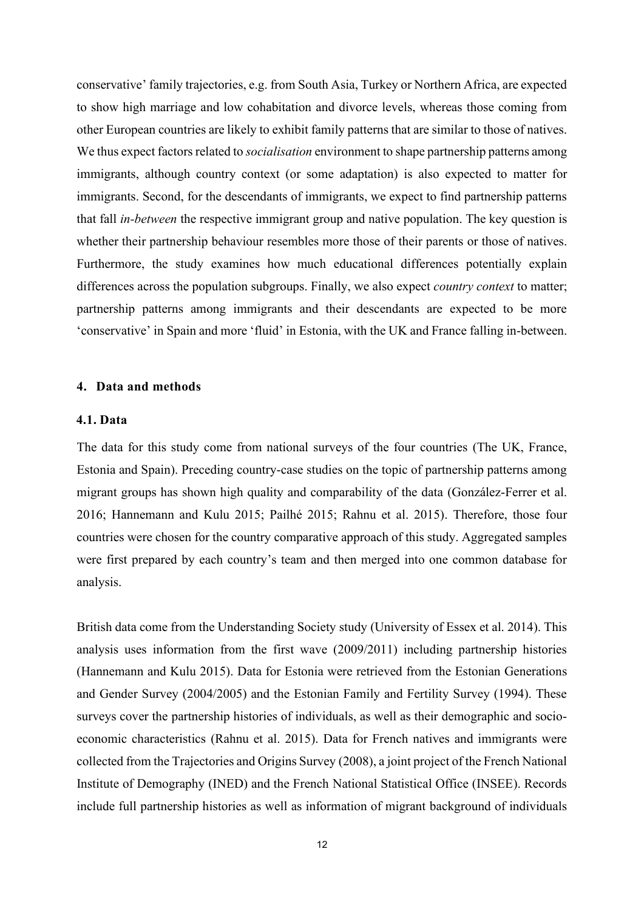conservative' family trajectories, e.g. from South Asia, Turkey or Northern Africa, are expected to show high marriage and low cohabitation and divorce levels, whereas those coming from other European countries are likely to exhibit family patterns that are similar to those of natives. We thus expect factors related to *socialisation* environment to shape partnership patterns among immigrants, although country context (or some adaptation) is also expected to matter for immigrants. Second, for the descendants of immigrants, we expect to find partnership patterns that fall *in-between* the respective immigrant group and native population. The key question is whether their partnership behaviour resembles more those of their parents or those of natives. Furthermore, the study examines how much educational differences potentially explain differences across the population subgroups. Finally, we also expect *country context* to matter; partnership patterns among immigrants and their descendants are expected to be more 'conservative' in Spain and more 'fluid' in Estonia, with the UK and France falling in-between.

## 4. Data and methods

### 4.1. Data

The data for this study come from national surveys of the four countries (The UK, France, Estonia and Spain). Preceding country-case studies on the topic of partnership patterns among migrant groups has shown high quality and comparability of the data (González-Ferrer et al. 2016; Hannemann and Kulu 2015; Pailhé 2015; Rahnu et al. 2015). Therefore, those four countries were chosen for the country comparative approach of this study. Aggregated samples were first prepared by each country's team and then merged into one common database for analysis.

British data come from the Understanding Society study (University of Essex et al. 2014). This analysis uses information from the first wave (2009/2011) including partnership histories (Hannemann and Kulu 2015). Data for Estonia were retrieved from the Estonian Generations and Gender Survey (2004/2005) and the Estonian Family and Fertility Survey (1994). These surveys cover the partnership histories of individuals, as well as their demographic and socio-economic characteristics (Rahnu et al. 2015). Data for French natives and immigrants were collected from the Trajectories and Origins Survey (2008), a joint project of the French National Institute of Demography (INED) and the French National Statistical Office (INSEE). Records include full partnership histories as well as information of migrant background of individuals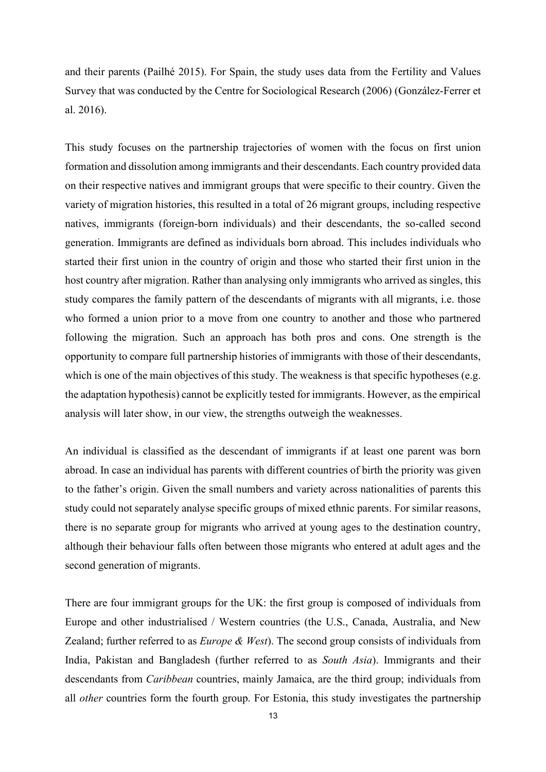and their parents (Pailhé 2015). For Spain, the study uses data from the Fertility and Values Survey that was conducted by the Centre for Sociological Research (2006) (González-Ferrer et al. 2016).

This study focuses on the partnership trajectories of women with the focus on first union formation and dissolution among immigrants and their descendants. Each country provided data on their respective natives and immigrant groups that were specific to their country. Given the variety of migration histories, this resulted in a total of 26 migrant groups, including respective natives, immigrants (foreign-born individuals) and their descendants, the so-called second generation. Immigrants are defined as individuals born abroad. This includes individuals who started their first union in the country of origin and those who started their first union in the host country after migration. Rather than analysing only immigrants who arrived as singles, this study compares the family pattern of the descendants of migrants with all migrants, i.e. those who formed a union prior to a move from one country to another and those who partnered following the migration. Such an approach has both pros and cons. One strength is the opportunity to compare full partnership histories of immigrants with those of their descendants, which is one of the main objectives of this study. The weakness is that specific hypotheses (e.g. the adaptation hypothesis) cannot be explicitly tested for immigrants. However, as the empirical analysis will later show, in our view, the strengths outweigh the weaknesses.

An individual is classified as the descendant of immigrants if at least one parent was born abroad. In case an individual has parents with different countries of birth the priority was given to the father's origin. Given the small numbers and variety across nationalities of parents this study could not separately analyse specific groups of mixed ethnic parents. For similar reasons, there is no separate group for migrants who arrived at young ages to the destination country, although their behaviour falls often between those migrants who entered at adult ages and the second generation of migrants.

There are four immigrant groups for the UK: the first group is composed of individuals from Europe and other industrialised / Western countries (the U.S., Canada, Australia, and New Zealand; further referred to as *Europe & West*). The second group consists of individuals from India, Pakistan and Bangladesh (further referred to as *South Asia*). Immigrants and their descendants from *Caribbean* countries, mainly Jamaica, are the third group; individuals from all *other* countries form the fourth group. For Estonia, this study investigates the partnership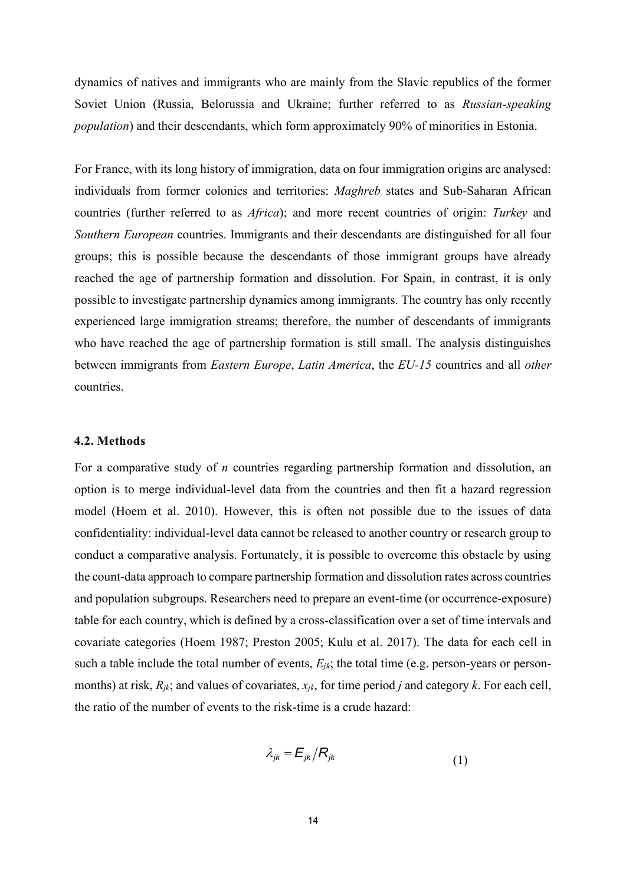dynamics of natives and immigrants who are mainly from the Slavic republics of the former Soviet Union (Russia, Belorussia and Ukraine; further referred to as *Russian-speaking population*) and their descendants, which form approximately 90% of minorities in Estonia.

For France, with its long history of immigration, data on four immigration origins are analysed: individuals from former colonies and territories: *Maghreb* states and Sub-Saharan African countries (further referred to as *Africa*); and more recent countries of origin: *Turkey* and *Southern European* countries. Immigrants and their descendants are distinguished for all four groups; this is possible because the descendants of those immigrant groups have already reached the age of partnership formation and dissolution. For Spain, in contrast, it is only possible to investigate partnership dynamics among immigrants. The country has only recently experienced large immigration streams; therefore, the number of descendants of immigrants who have reached the age of partnership formation is still small. The analysis distinguishes between immigrants from *Eastern Europe*, *Latin America*, the *EU-15* countries and all *other* countries.

### 4.2. Methods

For a comparative study of *n* countries regarding partnership formation and dissolution, an option is to merge individual-level data from the countries and then fit a hazard regression model (Hoem et al. 2010). However, this is often not possible due to the issues of data confidentiality: individual-level data cannot be released to another country or research group to conduct a comparative analysis. Fortunately, it is possible to overcome this obstacle by using the count-data approach to compare partnership formation and dissolution rates across countries and population subgroups. Researchers need to prepare an event-time (or occurrence-exposure) table for each country, which is defined by a cross-classification over a set of time intervals and covariate categories (Hoem 1987; Preston 2005; Kulu et al. 2017). The data for each cell in such a table include the total number of events, $E_{jk}$; the total time (e.g. person-years or person-months) at risk, $R_{jk}$; and values of covariates, $x_{jk}$, for time period *j* and category *k*. For each cell, the ratio of the number of events to the risk-time is a crude hazard:

$$\lambda_{jk} = E_{jk} / R_{jk} \tag{1}$$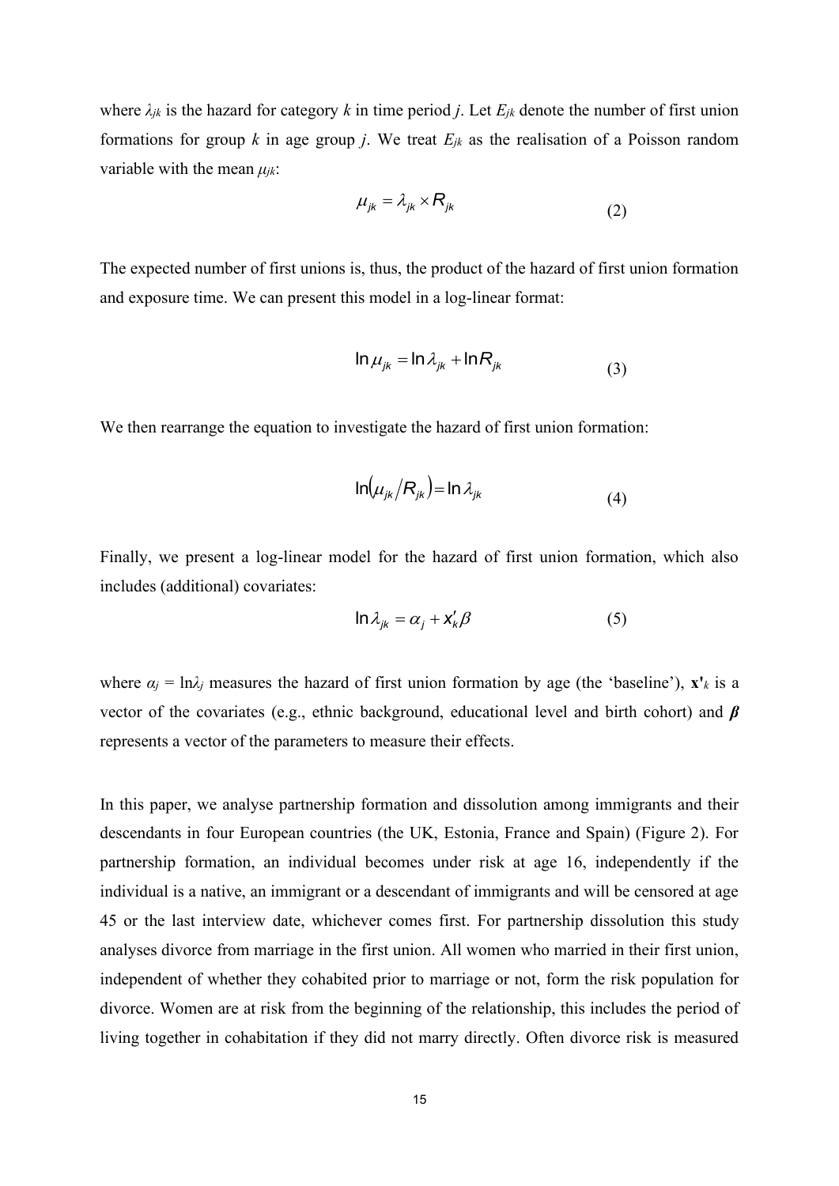where $\lambda_{jk}$ is the hazard for category $k$ in time period $j$. Let $E_{jk}$ denote the number of first union formations for group $k$ in age group $j$. We treat $E_{jk}$ as the realisation of a Poisson random variable with the mean $\mu_{jk}$:

$$\mu_{jk} = \lambda_{jk} \times R_{jk} \tag{2}$$

The expected number of first unions is, thus, the product of the hazard of first union formation and exposure time. We can present this model in a log-linear format:

$$\ln \mu_{jk} = \ln \lambda_{jk} + \ln R_{jk} \tag{3}$$

We then rearrange the equation to investigate the hazard of first union formation:

$$\ln\left(\mu_{jk} / R_{jk}\right) = \ln \lambda_{jk} \tag{4}$$

Finally, we present a log-linear model for the hazard of first union formation, which also includes (additional) covariates:

$$\ln \lambda_{jk} = \alpha_j + \mathbf{x}'_k \beta \tag{5}$$

where $\alpha_j = \ln\lambda_j$ measures the hazard of first union formation by age (the 'baseline'), $\mathbf{x}'_k$ is a vector of the covariates (e.g., ethnic background, educational level and birth cohort) and $\boldsymbol{\beta}$ represents a vector of the parameters to measure their effects.

In this paper, we analyse partnership formation and dissolution among immigrants and their descendants in four European countries (the UK, Estonia, France and Spain) (Figure 2). For partnership formation, an individual becomes under risk at age 16, independently if the individual is a native, an immigrant or a descendant of immigrants and will be censored at age 45 or the last interview date, whichever comes first. For partnership dissolution this study analyses divorce from marriage in the first union. All women who married in their first union, independent of whether they cohabited prior to marriage or not, form the risk population for divorce. Women are at risk from the beginning of the relationship, this includes the period of living together in cohabitation if they did not marry directly. Often divorce risk is measured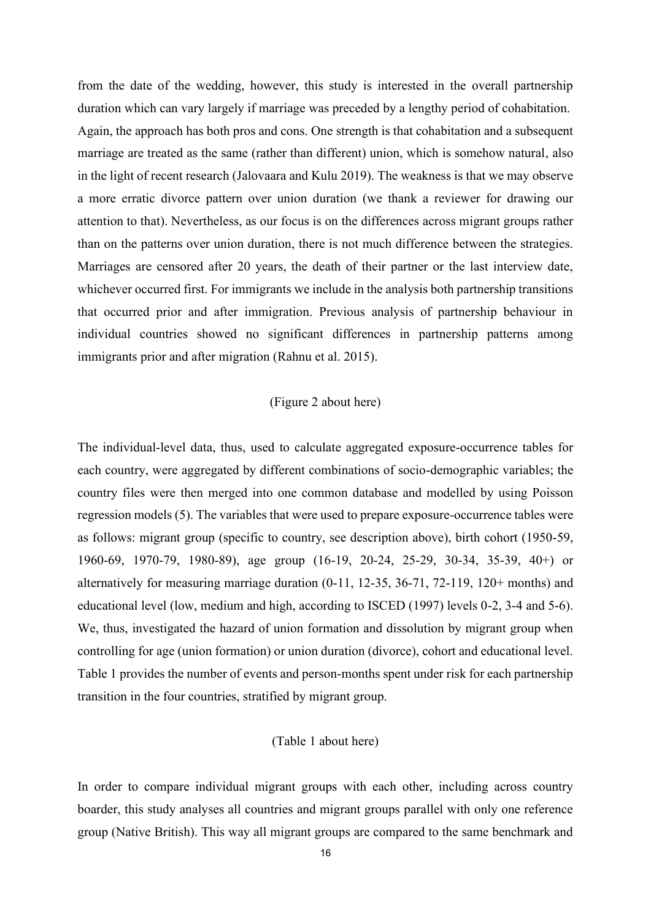from the date of the wedding, however, this study is interested in the overall partnership duration which can vary largely if marriage was preceded by a lengthy period of cohabitation. Again, the approach has both pros and cons. One strength is that cohabitation and a subsequent marriage are treated as the same (rather than different) union, which is somehow natural, also in the light of recent research (Jalovaara and Kulu 2019). The weakness is that we may observe a more erratic divorce pattern over union duration (we thank a reviewer for drawing our attention to that). Nevertheless, as our focus is on the differences across migrant groups rather than on the patterns over union duration, there is not much difference between the strategies. Marriages are censored after 20 years, the death of their partner or the last interview date, whichever occurred first. For immigrants we include in the analysis both partnership transitions that occurred prior and after immigration. Previous analysis of partnership behaviour in individual countries showed no significant differences in partnership patterns among immigrants prior and after migration (Rahnu et al. 2015).

(Figure 2 about here)

The individual-level data, thus, used to calculate aggregated exposure-occurrence tables for each country, were aggregated by different combinations of socio-demographic variables; the country files were then merged into one common database and modelled by using Poisson regression models (5). The variables that were used to prepare exposure-occurrence tables were as follows: migrant group (specific to country, see description above), birth cohort (1950-59, 1960-69, 1970-79, 1980-89), age group (16-19, 20-24, 25-29, 30-34, 35-39, 40+) or alternatively for measuring marriage duration (0-11, 12-35, 36-71, 72-119, 120+ months) and educational level (low, medium and high, according to ISCED (1997) levels 0-2, 3-4 and 5-6). We, thus, investigated the hazard of union formation and dissolution by migrant group when controlling for age (union formation) or union duration (divorce), cohort and educational level. Table 1 provides the number of events and person-months spent under risk for each partnership transition in the four countries, stratified by migrant group.

(Table 1 about here)

In order to compare individual migrant groups with each other, including across country boarder, this study analyses all countries and migrant groups parallel with only one reference group (Native British). This way all migrant groups are compared to the same benchmark and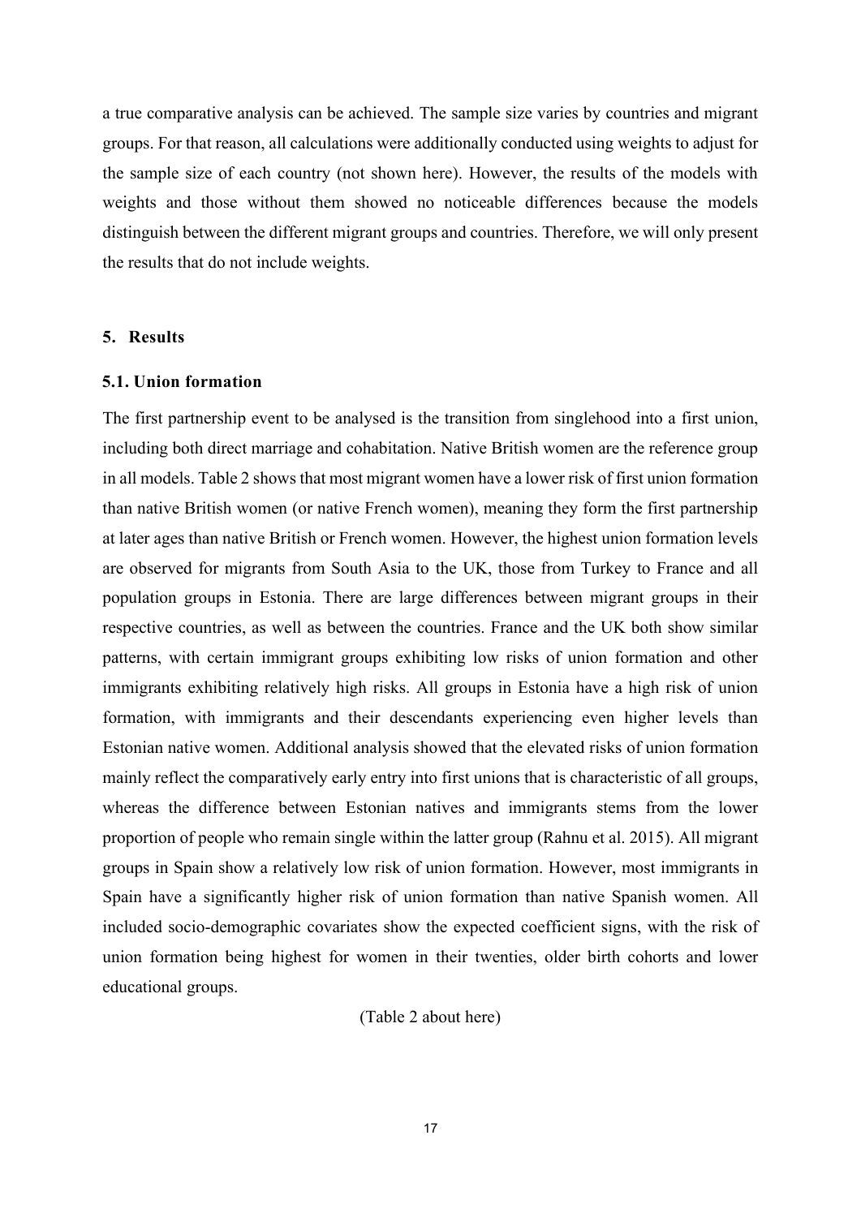a true comparative analysis can be achieved. The sample size varies by countries and migrant groups. For that reason, all calculations were additionally conducted using weights to adjust for the sample size of each country (not shown here). However, the results of the models with weights and those without them showed no noticeable differences because the models distinguish between the different migrant groups and countries. Therefore, we will only present the results that do not include weights.

## 5. Results

### 5.1. Union formation

The first partnership event to be analysed is the transition from singlehood into a first union, including both direct marriage and cohabitation. Native British women are the reference group in all models. Table 2 shows that most migrant women have a lower risk of first union formation than native British women (or native French women), meaning they form the first partnership at later ages than native British or French women. However, the highest union formation levels are observed for migrants from South Asia to the UK, those from Turkey to France and all population groups in Estonia. There are large differences between migrant groups in their respective countries, as well as between the countries. France and the UK both show similar patterns, with certain immigrant groups exhibiting low risks of union formation and other immigrants exhibiting relatively high risks. All groups in Estonia have a high risk of union formation, with immigrants and their descendants experiencing even higher levels than Estonian native women. Additional analysis showed that the elevated risks of union formation mainly reflect the comparatively early entry into first unions that is characteristic of all groups, whereas the difference between Estonian natives and immigrants stems from the lower proportion of people who remain single within the latter group (Rahnu et al. 2015). All migrant groups in Spain show a relatively low risk of union formation. However, most immigrants in Spain have a significantly higher risk of union formation than native Spanish women. All included socio-demographic covariates show the expected coefficient signs, with the risk of union formation being highest for women in their twenties, older birth cohorts and lower educational groups.

(Table 2 about here)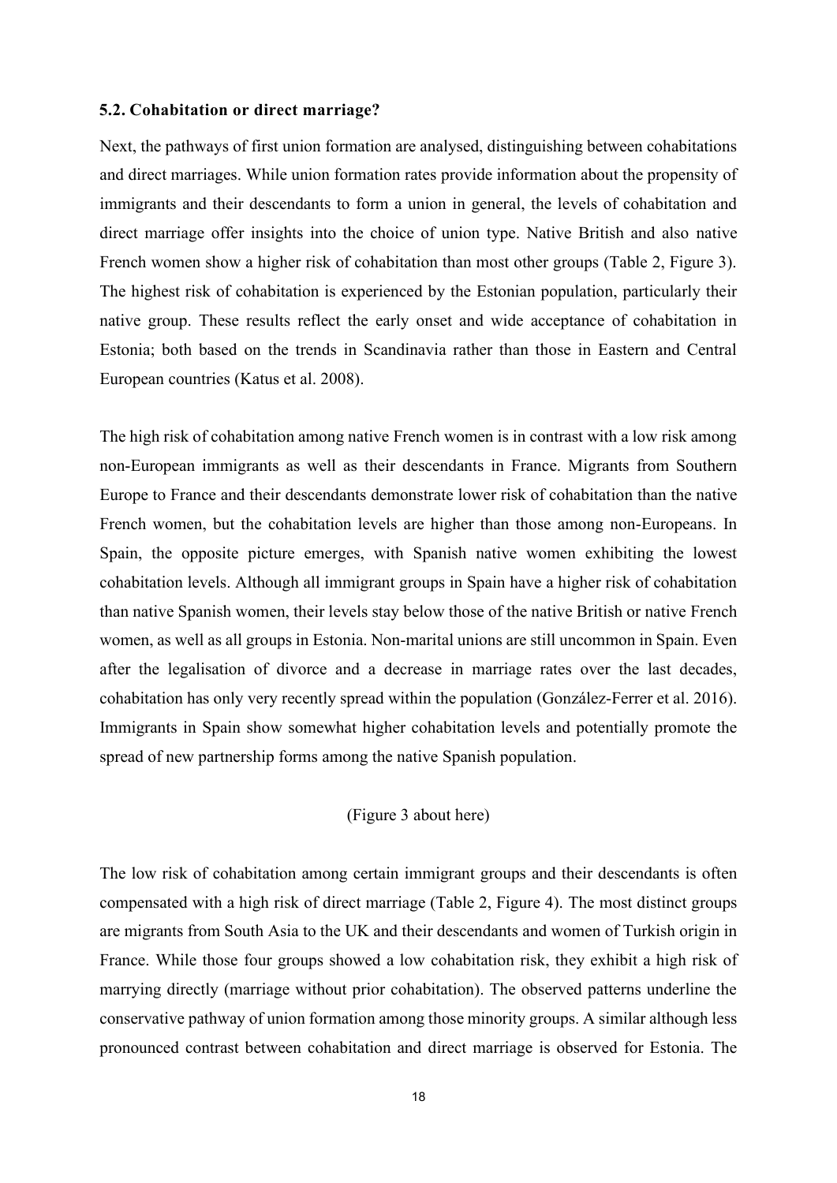### 5.2. Cohabitation or direct marriage?

Next, the pathways of first union formation are analysed, distinguishing between cohabitations and direct marriages. While union formation rates provide information about the propensity of immigrants and their descendants to form a union in general, the levels of cohabitation and direct marriage offer insights into the choice of union type. Native British and also native French women show a higher risk of cohabitation than most other groups (Table 2, Figure 3). The highest risk of cohabitation is experienced by the Estonian population, particularly their native group. These results reflect the early onset and wide acceptance of cohabitation in Estonia; both based on the trends in Scandinavia rather than those in Eastern and Central European countries (Katus et al. 2008).

The high risk of cohabitation among native French women is in contrast with a low risk among non-European immigrants as well as their descendants in France. Migrants from Southern Europe to France and their descendants demonstrate lower risk of cohabitation than the native French women, but the cohabitation levels are higher than those among non-Europeans. In Spain, the opposite picture emerges, with Spanish native women exhibiting the lowest cohabitation levels. Although all immigrant groups in Spain have a higher risk of cohabitation than native Spanish women, their levels stay below those of the native British or native French women, as well as all groups in Estonia. Non-marital unions are still uncommon in Spain. Even after the legalisation of divorce and a decrease in marriage rates over the last decades, cohabitation has only very recently spread within the population (González-Ferrer et al. 2016). Immigrants in Spain show somewhat higher cohabitation levels and potentially promote the spread of new partnership forms among the native Spanish population.

(Figure 3 about here)

The low risk of cohabitation among certain immigrant groups and their descendants is often compensated with a high risk of direct marriage (Table 2, Figure 4). The most distinct groups are migrants from South Asia to the UK and their descendants and women of Turkish origin in France. While those four groups showed a low cohabitation risk, they exhibit a high risk of marrying directly (marriage without prior cohabitation). The observed patterns underline the conservative pathway of union formation among those minority groups. A similar although less pronounced contrast between cohabitation and direct marriage is observed for Estonia. The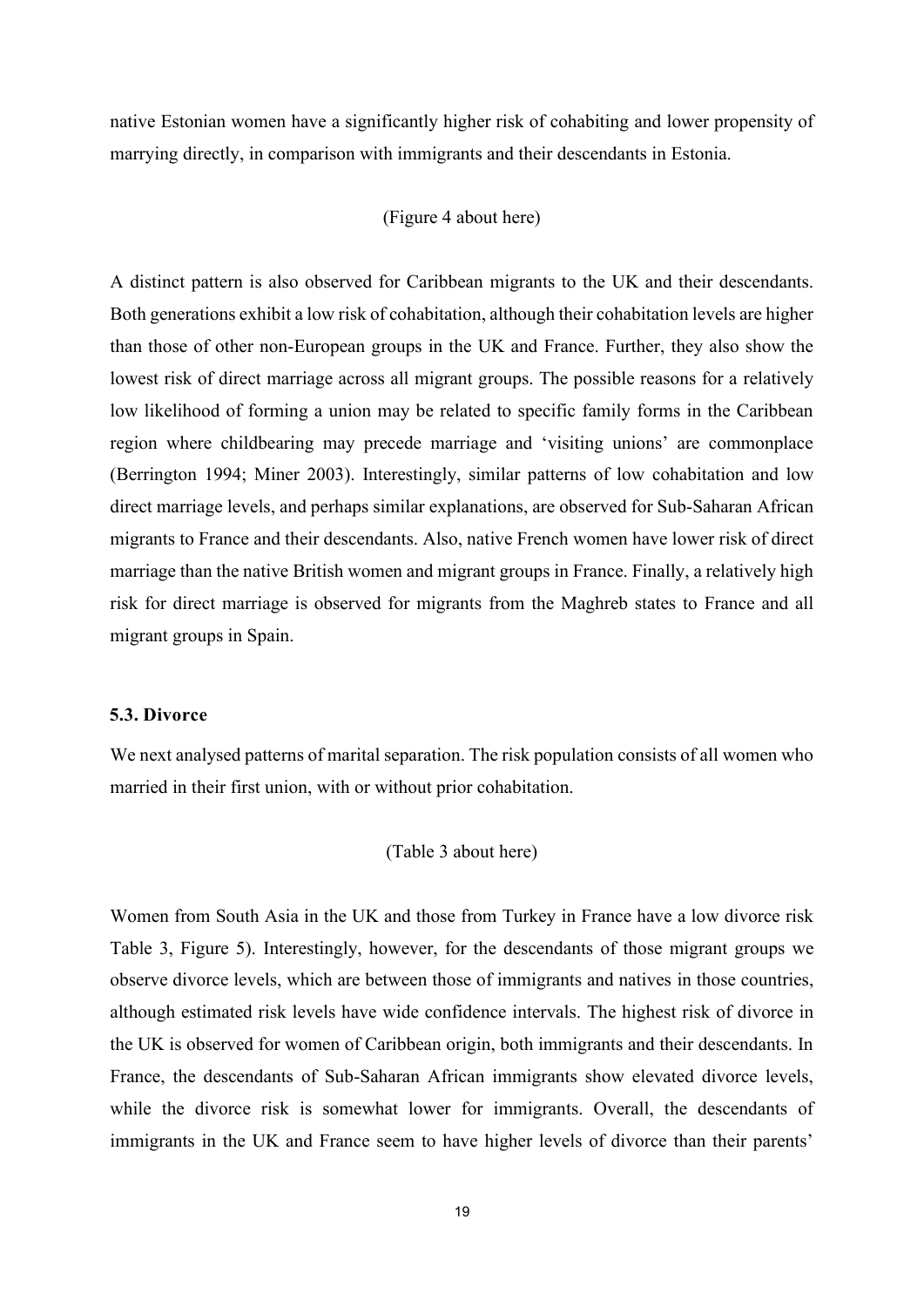native Estonian women have a significantly higher risk of cohabiting and lower propensity of marrying directly, in comparison with immigrants and their descendants in Estonia.

(Figure 4 about here)

A distinct pattern is also observed for Caribbean migrants to the UK and their descendants. Both generations exhibit a low risk of cohabitation, although their cohabitation levels are higher than those of other non-European groups in the UK and France. Further, they also show the lowest risk of direct marriage across all migrant groups. The possible reasons for a relatively low likelihood of forming a union may be related to specific family forms in the Caribbean region where childbearing may precede marriage and 'visiting unions' are commonplace (Berrington 1994; Miner 2003). Interestingly, similar patterns of low cohabitation and low direct marriage levels, and perhaps similar explanations, are observed for Sub-Saharan African migrants to France and their descendants. Also, native French women have lower risk of direct marriage than the native British women and migrant groups in France. Finally, a relatively high risk for direct marriage is observed for migrants from the Maghreb states to France and all migrant groups in Spain.

### 5.3. Divorce

We next analysed patterns of marital separation. The risk population consists of all women who married in their first union, with or without prior cohabitation.

(Table 3 about here)

Women from South Asia in the UK and those from Turkey in France have a low divorce risk Table 3, Figure 5). Interestingly, however, for the descendants of those migrant groups we observe divorce levels, which are between those of immigrants and natives in those countries, although estimated risk levels have wide confidence intervals. The highest risk of divorce in the UK is observed for women of Caribbean origin, both immigrants and their descendants. In France, the descendants of Sub-Saharan African immigrants show elevated divorce levels, while the divorce risk is somewhat lower for immigrants. Overall, the descendants of immigrants in the UK and France seem to have higher levels of divorce than their parents'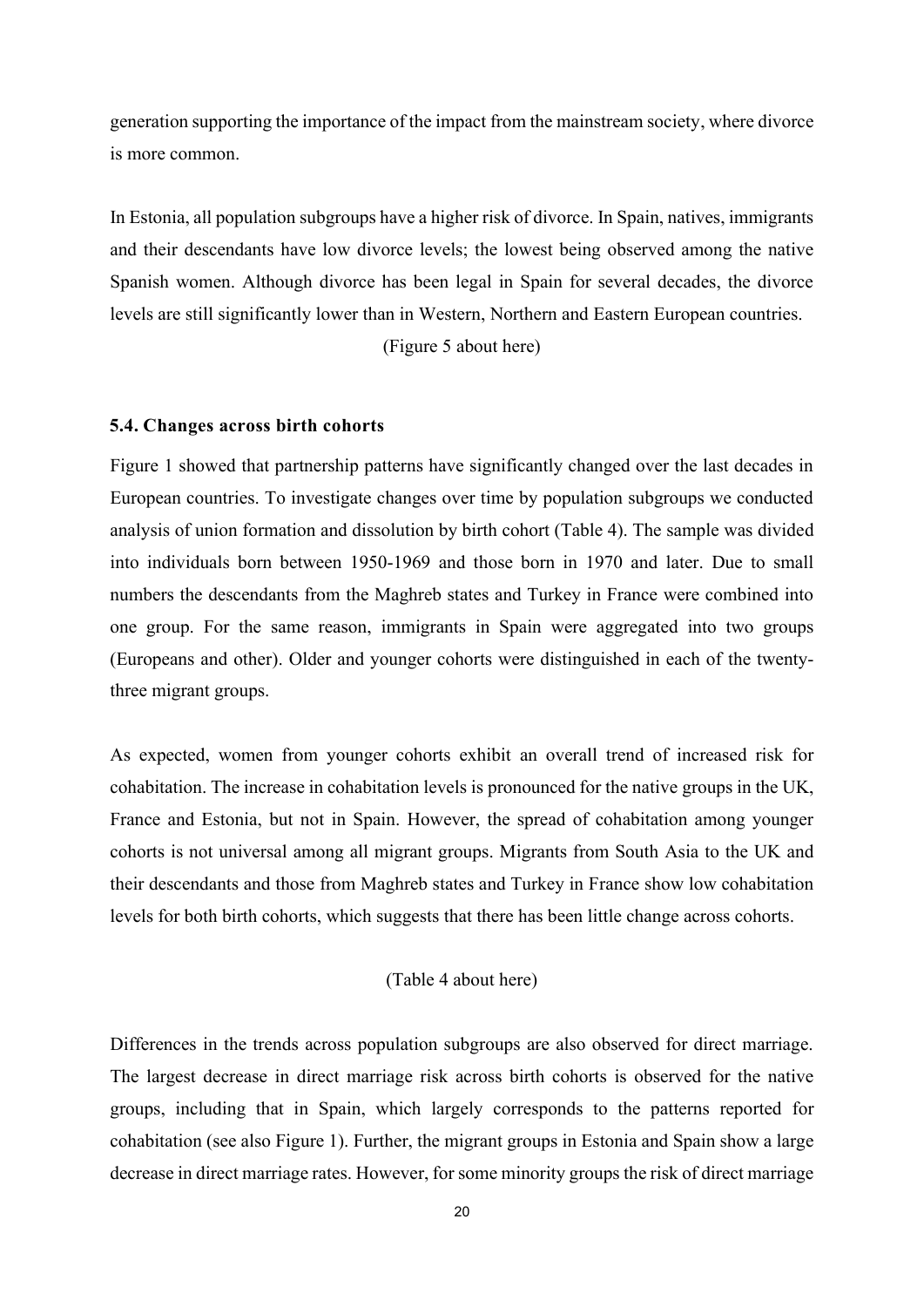generation supporting the importance of the impact from the mainstream society, where divorce is more common.

In Estonia, all population subgroups have a higher risk of divorce. In Spain, natives, immigrants and their descendants have low divorce levels; the lowest being observed among the native Spanish women. Although divorce has been legal in Spain for several decades, the divorce levels are still significantly lower than in Western, Northern and Eastern European countries.

(Figure 5 about here)

### 5.4. Changes across birth cohorts

Figure 1 showed that partnership patterns have significantly changed over the last decades in European countries. To investigate changes over time by population subgroups we conducted analysis of union formation and dissolution by birth cohort (Table 4). The sample was divided into individuals born between 1950-1969 and those born in 1970 and later. Due to small numbers the descendants from the Maghreb states and Turkey in France were combined into one group. For the same reason, immigrants in Spain were aggregated into two groups (Europeans and other). Older and younger cohorts were distinguished in each of the twenty-three migrant groups.

As expected, women from younger cohorts exhibit an overall trend of increased risk for cohabitation. The increase in cohabitation levels is pronounced for the native groups in the UK, France and Estonia, but not in Spain. However, the spread of cohabitation among younger cohorts is not universal among all migrant groups. Migrants from South Asia to the UK and their descendants and those from Maghreb states and Turkey in France show low cohabitation levels for both birth cohorts, which suggests that there has been little change across cohorts.

(Table 4 about here)

Differences in the trends across population subgroups are also observed for direct marriage. The largest decrease in direct marriage risk across birth cohorts is observed for the native groups, including that in Spain, which largely corresponds to the patterns reported for cohabitation (see also Figure 1). Further, the migrant groups in Estonia and Spain show a large decrease in direct marriage rates. However, for some minority groups the risk of direct marriage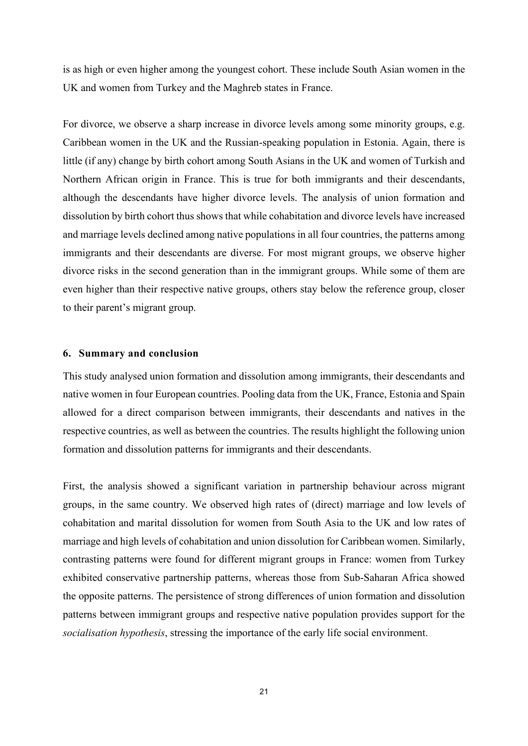is as high or even higher among the youngest cohort. These include South Asian women in the UK and women from Turkey and the Maghreb states in France.

For divorce, we observe a sharp increase in divorce levels among some minority groups, e.g. Caribbean women in the UK and the Russian-speaking population in Estonia. Again, there is little (if any) change by birth cohort among South Asians in the UK and women of Turkish and Northern African origin in France. This is true for both immigrants and their descendants, although the descendants have higher divorce levels. The analysis of union formation and dissolution by birth cohort thus shows that while cohabitation and divorce levels have increased and marriage levels declined among native populations in all four countries, the patterns among immigrants and their descendants are diverse. For most migrant groups, we observe higher divorce risks in the second generation than in the immigrant groups. While some of them are even higher than their respective native groups, others stay below the reference group, closer to their parent's migrant group.

## 6. Summary and conclusion

This study analysed union formation and dissolution among immigrants, their descendants and native women in four European countries. Pooling data from the UK, France, Estonia and Spain allowed for a direct comparison between immigrants, their descendants and natives in the respective countries, as well as between the countries. The results highlight the following union formation and dissolution patterns for immigrants and their descendants.

First, the analysis showed a significant variation in partnership behaviour across migrant groups, in the same country. We observed high rates of (direct) marriage and low levels of cohabitation and marital dissolution for women from South Asia to the UK and low rates of marriage and high levels of cohabitation and union dissolution for Caribbean women. Similarly, contrasting patterns were found for different migrant groups in France: women from Turkey exhibited conservative partnership patterns, whereas those from Sub-Saharan Africa showed the opposite patterns. The persistence of strong differences of union formation and dissolution patterns between immigrant groups and respective native population provides support for the *socialisation hypothesis*, stressing the importance of the early life social environment.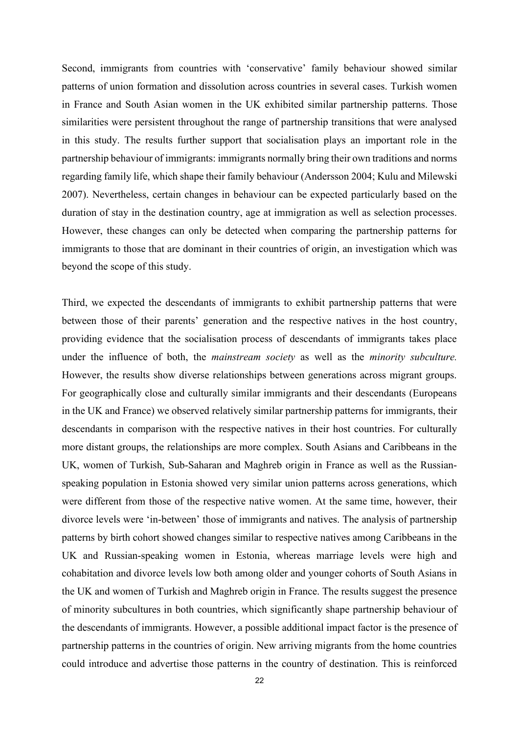Second, immigrants from countries with 'conservative' family behaviour showed similar patterns of union formation and dissolution across countries in several cases. Turkish women in France and South Asian women in the UK exhibited similar partnership patterns. Those similarities were persistent throughout the range of partnership transitions that were analysed in this study. The results further support that socialisation plays an important role in the partnership behaviour of immigrants: immigrants normally bring their own traditions and norms regarding family life, which shape their family behaviour (Andersson 2004; Kulu and Milewski 2007). Nevertheless, certain changes in behaviour can be expected particularly based on the duration of stay in the destination country, age at immigration as well as selection processes. However, these changes can only be detected when comparing the partnership patterns for immigrants to those that are dominant in their countries of origin, an investigation which was beyond the scope of this study.

Third, we expected the descendants of immigrants to exhibit partnership patterns that were between those of their parents' generation and the respective natives in the host country, providing evidence that the socialisation process of descendants of immigrants takes place under the influence of both, the *mainstream society* as well as the *minority subculture.* However, the results show diverse relationships between generations across migrant groups. For geographically close and culturally similar immigrants and their descendants (Europeans in the UK and France) we observed relatively similar partnership patterns for immigrants, their descendants in comparison with the respective natives in their host countries. For culturally more distant groups, the relationships are more complex. South Asians and Caribbeans in the UK, women of Turkish, Sub-Saharan and Maghreb origin in France as well as the Russian-speaking population in Estonia showed very similar union patterns across generations, which were different from those of the respective native women. At the same time, however, their divorce levels were 'in-between' those of immigrants and natives. The analysis of partnership patterns by birth cohort showed changes similar to respective natives among Caribbeans in the UK and Russian-speaking women in Estonia, whereas marriage levels were high and cohabitation and divorce levels low both among older and younger cohorts of South Asians in the UK and women of Turkish and Maghreb origin in France. The results suggest the presence of minority subcultures in both countries, which significantly shape partnership behaviour of the descendants of immigrants. However, a possible additional impact factor is the presence of partnership patterns in the countries of origin. New arriving migrants from the home countries could introduce and advertise those patterns in the country of destination. This is reinforced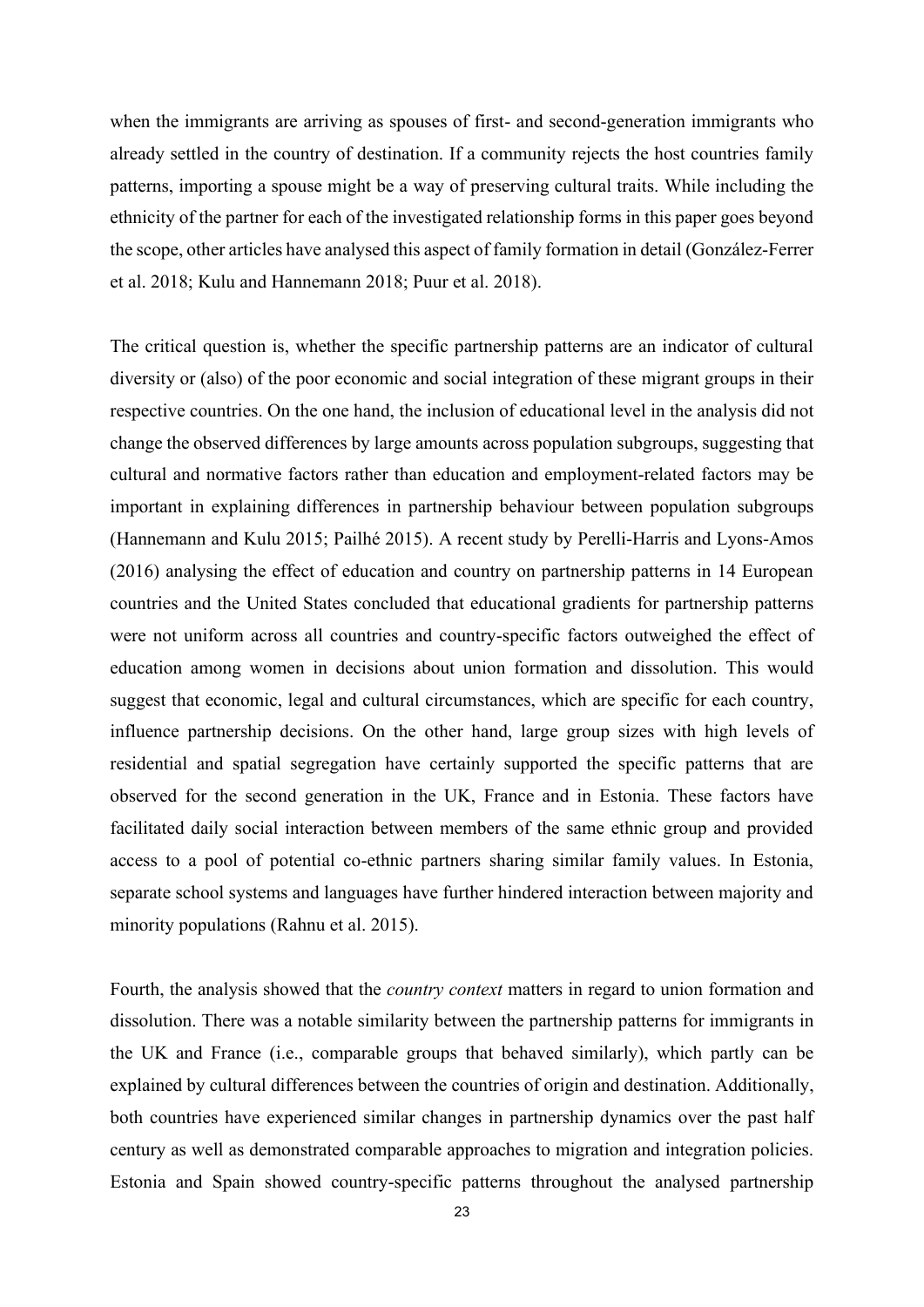when the immigrants are arriving as spouses of first- and second-generation immigrants who already settled in the country of destination. If a community rejects the host countries family patterns, importing a spouse might be a way of preserving cultural traits. While including the ethnicity of the partner for each of the investigated relationship forms in this paper goes beyond the scope, other articles have analysed this aspect of family formation in detail (González-Ferrer et al. 2018; Kulu and Hannemann 2018; Puur et al. 2018).

The critical question is, whether the specific partnership patterns are an indicator of cultural diversity or (also) of the poor economic and social integration of these migrant groups in their respective countries. On the one hand, the inclusion of educational level in the analysis did not change the observed differences by large amounts across population subgroups, suggesting that cultural and normative factors rather than education and employment-related factors may be important in explaining differences in partnership behaviour between population subgroups (Hannemann and Kulu 2015; Pailhé 2015). A recent study by Perelli-Harris and Lyons-Amos (2016) analysing the effect of education and country on partnership patterns in 14 European countries and the United States concluded that educational gradients for partnership patterns were not uniform across all countries and country-specific factors outweighed the effect of education among women in decisions about union formation and dissolution. This would suggest that economic, legal and cultural circumstances, which are specific for each country, influence partnership decisions. On the other hand, large group sizes with high levels of residential and spatial segregation have certainly supported the specific patterns that are observed for the second generation in the UK, France and in Estonia. These factors have facilitated daily social interaction between members of the same ethnic group and provided access to a pool of potential co-ethnic partners sharing similar family values. In Estonia, separate school systems and languages have further hindered interaction between majority and minority populations (Rahnu et al. 2015).

Fourth, the analysis showed that the *country context* matters in regard to union formation and dissolution. There was a notable similarity between the partnership patterns for immigrants in the UK and France (i.e., comparable groups that behaved similarly), which partly can be explained by cultural differences between the countries of origin and destination. Additionally, both countries have experienced similar changes in partnership dynamics over the past half century as well as demonstrated comparable approaches to migration and integration policies. Estonia and Spain showed country-specific patterns throughout the analysed partnership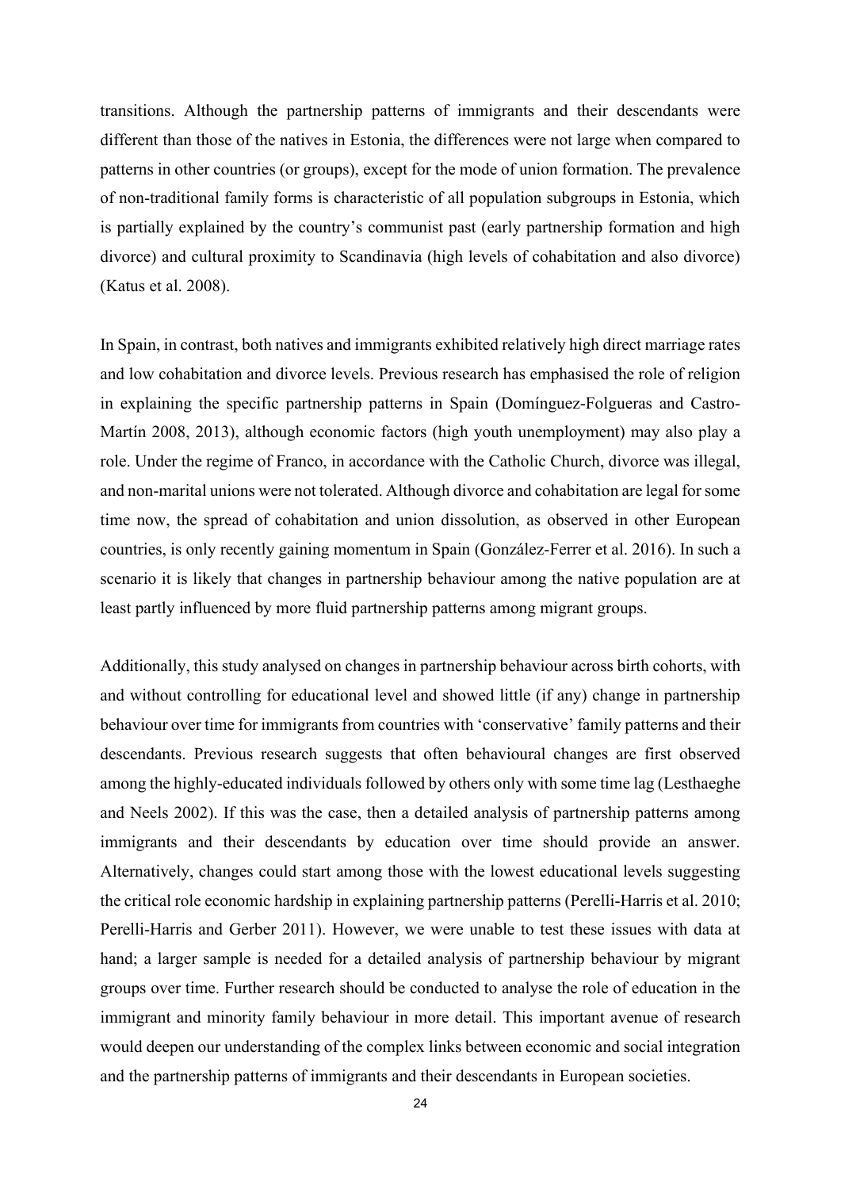transitions. Although the partnership patterns of immigrants and their descendants were different than those of the natives in Estonia, the differences were not large when compared to patterns in other countries (or groups), except for the mode of union formation. The prevalence of non-traditional family forms is characteristic of all population subgroups in Estonia, which is partially explained by the country's communist past (early partnership formation and high divorce) and cultural proximity to Scandinavia (high levels of cohabitation and also divorce) (Katus et al. 2008).

In Spain, in contrast, both natives and immigrants exhibited relatively high direct marriage rates and low cohabitation and divorce levels. Previous research has emphasised the role of religion in explaining the specific partnership patterns in Spain (Domínguez-Folgueras and Castro-Martín 2008, 2013), although economic factors (high youth unemployment) may also play a role. Under the regime of Franco, in accordance with the Catholic Church, divorce was illegal, and non-marital unions were not tolerated. Although divorce and cohabitation are legal for some time now, the spread of cohabitation and union dissolution, as observed in other European countries, is only recently gaining momentum in Spain (González-Ferrer et al. 2016). In such a scenario it is likely that changes in partnership behaviour among the native population are at least partly influenced by more fluid partnership patterns among migrant groups.

Additionally, this study analysed on changes in partnership behaviour across birth cohorts, with and without controlling for educational level and showed little (if any) change in partnership behaviour over time for immigrants from countries with 'conservative' family patterns and their descendants. Previous research suggests that often behavioural changes are first observed among the highly-educated individuals followed by others only with some time lag (Lesthaeghe and Neels 2002). If this was the case, then a detailed analysis of partnership patterns among immigrants and their descendants by education over time should provide an answer. Alternatively, changes could start among those with the lowest educational levels suggesting the critical role economic hardship in explaining partnership patterns (Perelli-Harris et al. 2010; Perelli-Harris and Gerber 2011). However, we were unable to test these issues with data at hand; a larger sample is needed for a detailed analysis of partnership behaviour by migrant groups over time. Further research should be conducted to analyse the role of education in the immigrant and minority family behaviour in more detail. This important avenue of research would deepen our understanding of the complex links between economic and social integration and the partnership patterns of immigrants and their descendants in European societies.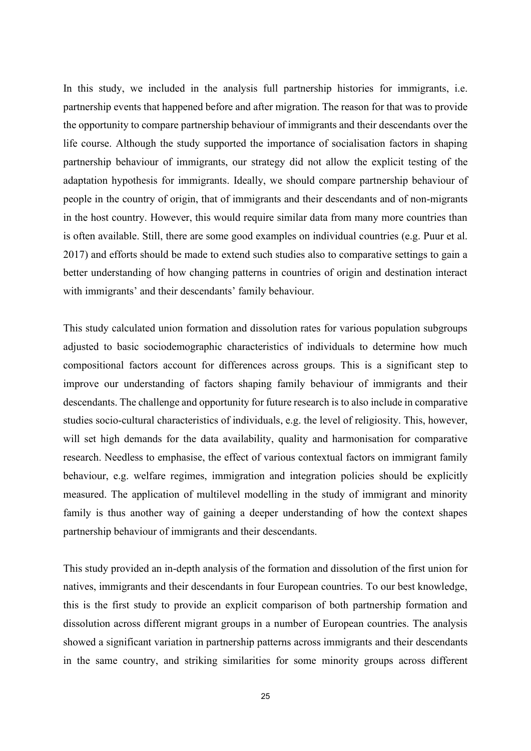In this study, we included in the analysis full partnership histories for immigrants, i.e. partnership events that happened before and after migration. The reason for that was to provide the opportunity to compare partnership behaviour of immigrants and their descendants over the life course. Although the study supported the importance of socialisation factors in shaping partnership behaviour of immigrants, our strategy did not allow the explicit testing of the adaptation hypothesis for immigrants. Ideally, we should compare partnership behaviour of people in the country of origin, that of immigrants and their descendants and of non-migrants in the host country. However, this would require similar data from many more countries than is often available. Still, there are some good examples on individual countries (e.g. Puur et al. 2017) and efforts should be made to extend such studies also to comparative settings to gain a better understanding of how changing patterns in countries of origin and destination interact with immigrants' and their descendants' family behaviour.

This study calculated union formation and dissolution rates for various population subgroups adjusted to basic sociodemographic characteristics of individuals to determine how much compositional factors account for differences across groups. This is a significant step to improve our understanding of factors shaping family behaviour of immigrants and their descendants. The challenge and opportunity for future research is to also include in comparative studies socio-cultural characteristics of individuals, e.g. the level of religiosity. This, however, will set high demands for the data availability, quality and harmonisation for comparative research. Needless to emphasise, the effect of various contextual factors on immigrant family behaviour, e.g. welfare regimes, immigration and integration policies should be explicitly measured. The application of multilevel modelling in the study of immigrant and minority family is thus another way of gaining a deeper understanding of how the context shapes partnership behaviour of immigrants and their descendants.

This study provided an in-depth analysis of the formation and dissolution of the first union for natives, immigrants and their descendants in four European countries. To our best knowledge, this is the first study to provide an explicit comparison of both partnership formation and dissolution across different migrant groups in a number of European countries. The analysis showed a significant variation in partnership patterns across immigrants and their descendants in the same country, and striking similarities for some minority groups across different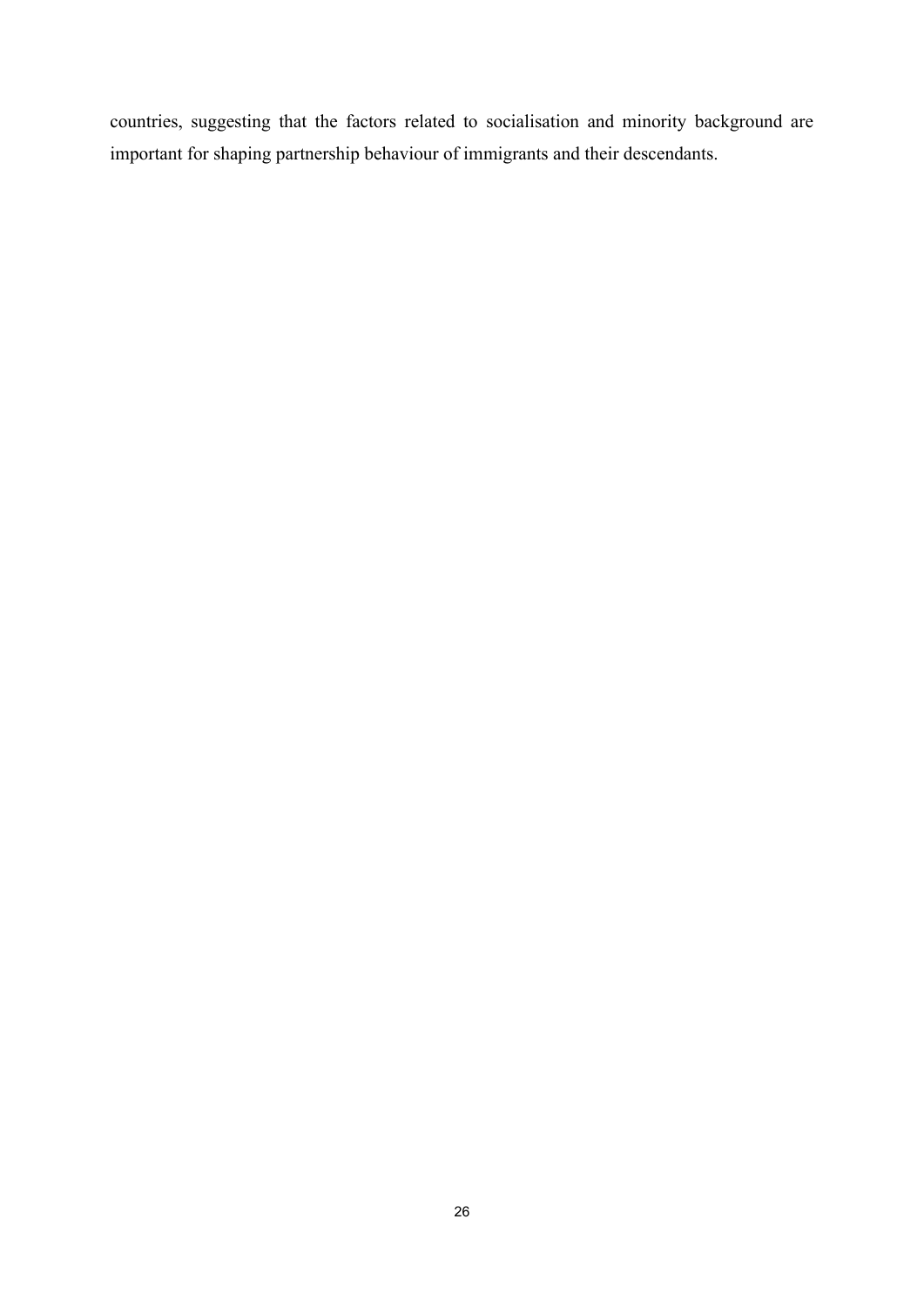countries, suggesting that the factors related to socialisation and minority background are important for shaping partnership behaviour of immigrants and their descendants.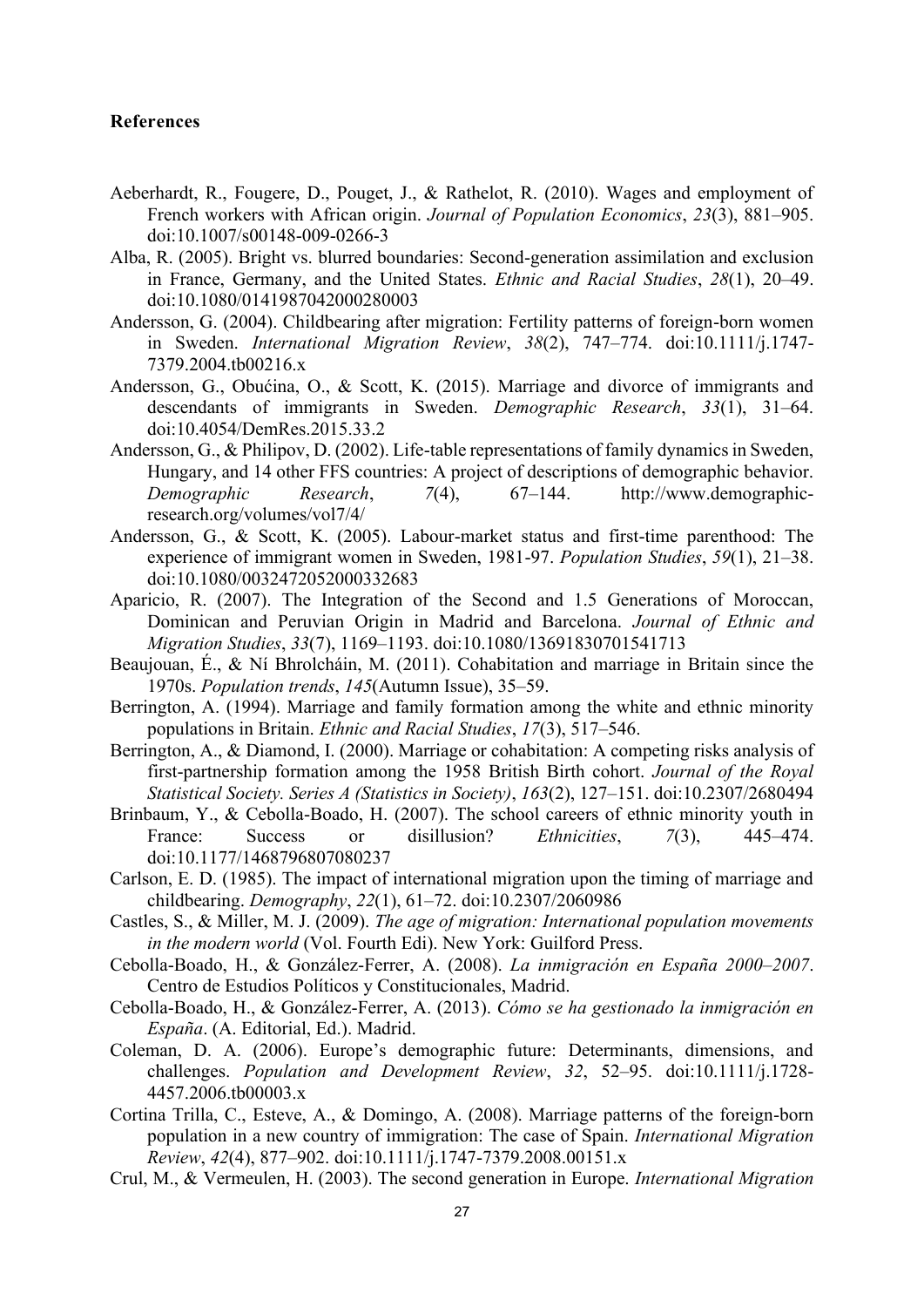**References**

Aeberhardt, R., Fougere, D., Pouget, J., & Rathelot, R. (2010). Wages and employment of French workers with African origin. *Journal of Population Economics*, *23*(3), 881–905. doi:10.1007/s00148-009-0266-3

Alba, R. (2005). Bright vs. blurred boundaries: Second-generation assimilation and exclusion in France, Germany, and the United States. *Ethnic and Racial Studies*, *28*(1), 20–49. doi:10.1080/0141987042000280003

Andersson, G. (2004). Childbearing after migration: Fertility patterns of foreign-born women in Sweden. *International Migration Review*, *38*(2), 747–774. doi:10.1111/j.1747-7379.2004.tb00216.x

Andersson, G., Obućina, O., & Scott, K. (2015). Marriage and divorce of immigrants and descendants of immigrants in Sweden. *Demographic Research*, *33*(1), 31–64. doi:10.4054/DemRes.2015.33.2

Andersson, G., & Philipov, D. (2002). Life-table representations of family dynamics in Sweden, Hungary, and 14 other FFS countries: A project of descriptions of demographic behavior. *Demographic Research*, *7*(4), 67–144. http://www.demographic-research.org/volumes/vol7/4/

Andersson, G., & Scott, K. (2005). Labour-market status and first-time parenthood: The experience of immigrant women in Sweden, 1981-97. *Population Studies*, *59*(1), 21–38. doi:10.1080/0032472052000332683

Aparicio, R. (2007). The Integration of the Second and 1.5 Generations of Moroccan, Dominican and Peruvian Origin in Madrid and Barcelona. *Journal of Ethnic and Migration Studies*, *33*(7), 1169–1193. doi:10.1080/13691830701541713

Beaujouan, É., & Ní Bhrolcháin, M. (2011). Cohabitation and marriage in Britain since the 1970s. *Population trends*, *145*(Autumn Issue), 35–59.

Berrington, A. (1994). Marriage and family formation among the white and ethnic minority populations in Britain. *Ethnic and Racial Studies*, *17*(3), 517–546.

Berrington, A., & Diamond, I. (2000). Marriage or cohabitation: A competing risks analysis of first-partnership formation among the 1958 British Birth cohort. *Journal of the Royal Statistical Society. Series A (Statistics in Society)*, *163*(2), 127–151. doi:10.2307/2680494

Brinbaum, Y., & Cebolla-Boado, H. (2007). The school careers of ethnic minority youth in France: Success or disillusion? *Ethnicities*, *7*(3), 445–474. doi:10.1177/1468796807080237

Carlson, E. D. (1985). The impact of international migration upon the timing of marriage and childbearing. *Demography*, *22*(1), 61–72. doi:10.2307/2060986

Castles, S., & Miller, M. J. (2009). *The age of migration: International population movements in the modern world* (Vol. Fourth Edi). New York: Guilford Press.

Cebolla-Boado, H., & González-Ferrer, A. (2008). *La inmigración en España 2000–2007*. Centro de Estudios Políticos y Constitucionales, Madrid.

Cebolla-Boado, H., & González-Ferrer, A. (2013). *Cómo se ha gestionado la inmigración en España*. (A. Editorial, Ed.). Madrid.

Coleman, D. A. (2006). Europe's demographic future: Determinants, dimensions, and challenges. *Population and Development Review*, *32*, 52–95. doi:10.1111/j.1728-4457.2006.tb00003.x

Cortina Trilla, C., Esteve, A., & Domingo, A. (2008). Marriage patterns of the foreign-born population in a new country of immigration: The case of Spain. *International Migration Review*, *42*(4), 877–902. doi:10.1111/j.1747-7379.2008.00151.x

Crul, M., & Vermeulen, H. (2003). The second generation in Europe. *International Migration*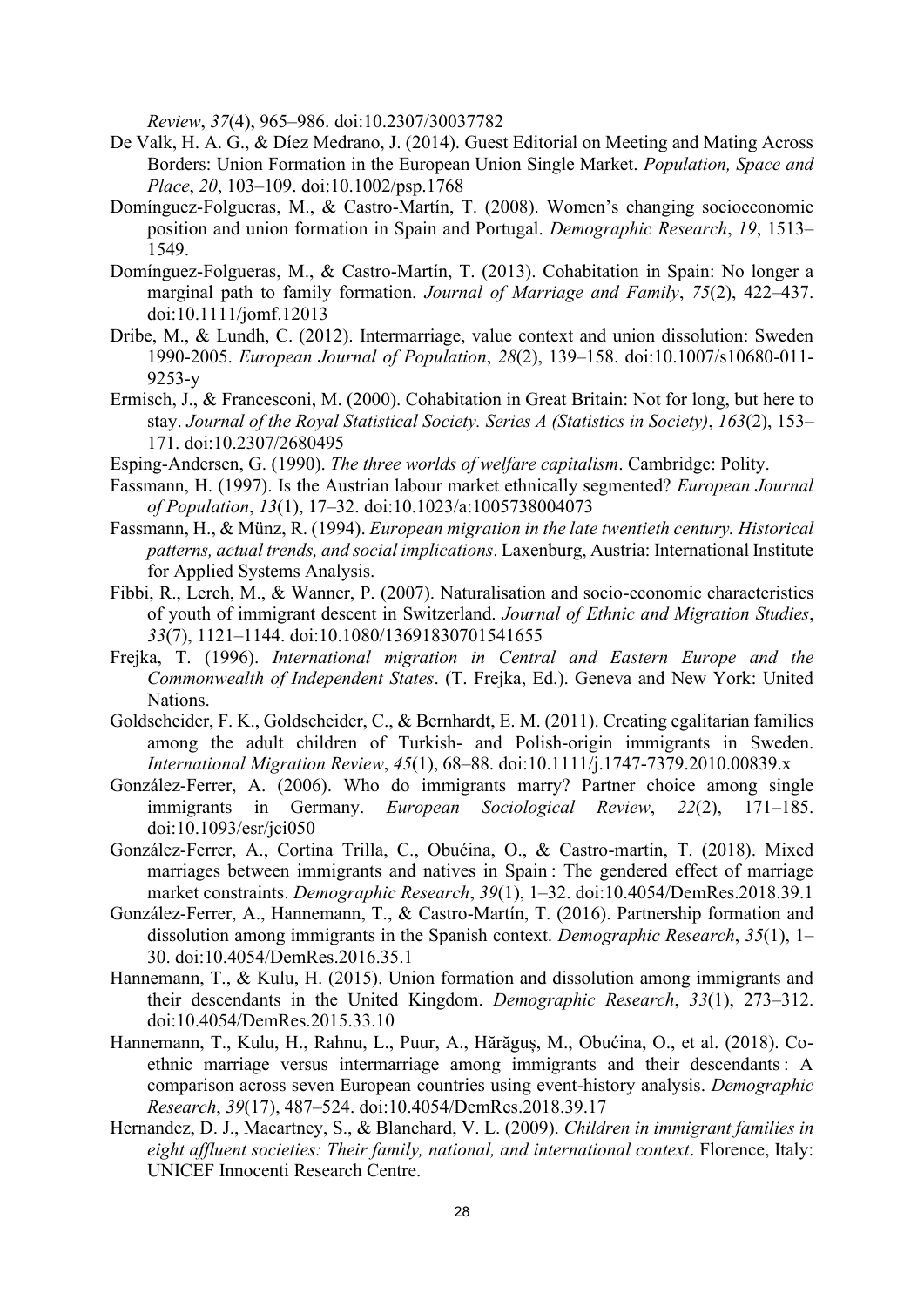*Review*, *37*(4), 965–986. doi:10.2307/30037782

De Valk, H. A. G., & Díez Medrano, J. (2014). Guest Editorial on Meeting and Mating Across Borders: Union Formation in the European Union Single Market. *Population, Space and Place*, *20*, 103–109. doi:10.1002/psp.1768

Domínguez-Folgueras, M., & Castro-Martín, T. (2008). Women's changing socioeconomic position and union formation in Spain and Portugal. *Demographic Research*, *19*, 1513–1549.

Domínguez-Folgueras, M., & Castro-Martín, T. (2013). Cohabitation in Spain: No longer a marginal path to family formation. *Journal of Marriage and Family*, *75*(2), 422–437. doi:10.1111/jomf.12013

Dribe, M., & Lundh, C. (2012). Intermarriage, value context and union dissolution: Sweden 1990-2005. *European Journal of Population*, *28*(2), 139–158. doi:10.1007/s10680-011-9253-y

Ermisch, J., & Francesconi, M. (2000). Cohabitation in Great Britain: Not for long, but here to stay. *Journal of the Royal Statistical Society. Series A (Statistics in Society)*, *163*(2), 153–171. doi:10.2307/2680495

Esping-Andersen, G. (1990). *The three worlds of welfare capitalism*. Cambridge: Polity.

Fassmann, H. (1997). Is the Austrian labour market ethnically segmented? *European Journal of Population*, *13*(1), 17–32. doi:10.1023/a:1005738004073

Fassmann, H., & Münz, R. (1994). *European migration in the late twentieth century. Historical patterns, actual trends, and social implications*. Laxenburg, Austria: International Institute for Applied Systems Analysis.

Fibbi, R., Lerch, M., & Wanner, P. (2007). Naturalisation and socio-economic characteristics of youth of immigrant descent in Switzerland. *Journal of Ethnic and Migration Studies*, *33*(7), 1121–1144. doi:10.1080/13691830701541655

Frejka, T. (1996). *International migration in Central and Eastern Europe and the Commonwealth of Independent States*. (T. Frejka, Ed.). Geneva and New York: United Nations.

Goldscheider, F. K., Goldscheider, C., & Bernhardt, E. M. (2011). Creating egalitarian families among the adult children of Turkish- and Polish-origin immigrants in Sweden. *International Migration Review*, *45*(1), 68–88. doi:10.1111/j.1747-7379.2010.00839.x

González-Ferrer, A. (2006). Who do immigrants marry? Partner choice among single immigrants in Germany. *European Sociological Review*, *22*(2), 171–185. doi:10.1093/esr/jci050

González-Ferrer, A., Cortina Trilla, C., Obućina, O., & Castro-martín, T. (2018). Mixed marriages between immigrants and natives in Spain : The gendered effect of marriage market constraints. *Demographic Research*, *39*(1), 1–32. doi:10.4054/DemRes.2018.39.1

González-Ferrer, A., Hannemann, T., & Castro-Martín, T. (2016). Partnership formation and dissolution among immigrants in the Spanish context. *Demographic Research*, *35*(1), 1–30. doi:10.4054/DemRes.2016.35.1

Hannemann, T., & Kulu, H. (2015). Union formation and dissolution among immigrants and their descendants in the United Kingdom. *Demographic Research*, *33*(1), 273–312. doi:10.4054/DemRes.2015.33.10

Hannemann, T., Kulu, H., Rahnu, L., Puur, A., Hărăguș, M., Obućina, O., et al. (2018). Co-ethnic marriage versus intermarriage among immigrants and their descendants : A comparison across seven European countries using event-history analysis. *Demographic Research*, *39*(17), 487–524. doi:10.4054/DemRes.2018.39.17

Hernandez, D. J., Macartney, S., & Blanchard, V. L. (2009). *Children in immigrant families in eight affluent societies: Their family, national, and international context*. Florence, Italy: UNICEF Innocenti Research Centre.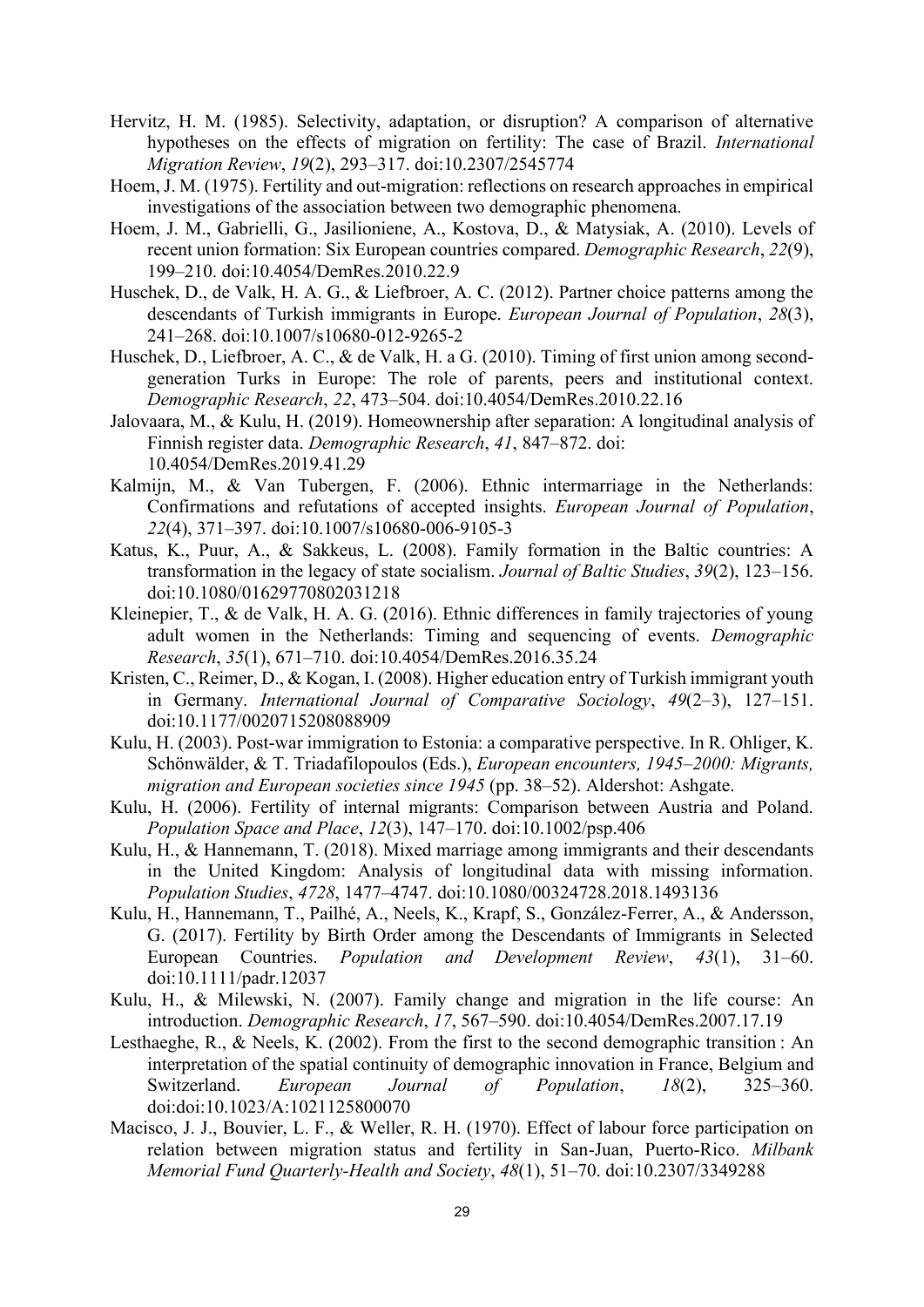Hervitz, H. M. (1985). Selectivity, adaptation, or disruption? A comparison of alternative hypotheses on the effects of migration on fertility: The case of Brazil. *International Migration Review*, *19*(2), 293–317. doi:10.2307/2545774

Hoem, J. M. (1975). Fertility and out-migration: reflections on research approaches in empirical investigations of the association between two demographic phenomena.

Hoem, J. M., Gabrielli, G., Jasilioniene, A., Kostova, D., & Matysiak, A. (2010). Levels of recent union formation: Six European countries compared. *Demographic Research*, *22*(9), 199–210. doi:10.4054/DemRes.2010.22.9

Huschek, D., de Valk, H. A. G., & Liefbroer, A. C. (2012). Partner choice patterns among the descendants of Turkish immigrants in Europe. *European Journal of Population*, *28*(3), 241–268. doi:10.1007/s10680-012-9265-2

Huschek, D., Liefbroer, A. C., & de Valk, H. a G. (2010). Timing of first union among second-generation Turks in Europe: The role of parents, peers and institutional context. *Demographic Research*, *22*, 473–504. doi:10.4054/DemRes.2010.22.16

Jalovaara, M., & Kulu, H. (2019). Homeownership after separation: A longitudinal analysis of Finnish register data. *Demographic Research*, *41*, 847–872. doi: 10.4054/DemRes.2019.41.29

Kalmijn, M., & Van Tubergen, F. (2006). Ethnic intermarriage in the Netherlands: Confirmations and refutations of accepted insights. *European Journal of Population*, *22*(4), 371–397. doi:10.1007/s10680-006-9105-3

Katus, K., Puur, A., & Sakkeus, L. (2008). Family formation in the Baltic countries: A transformation in the legacy of state socialism. *Journal of Baltic Studies*, *39*(2), 123–156. doi:10.1080/01629770802031218

Kleinepier, T., & de Valk, H. A. G. (2016). Ethnic differences in family trajectories of young adult women in the Netherlands: Timing and sequencing of events. *Demographic Research*, *35*(1), 671–710. doi:10.4054/DemRes.2016.35.24

Kristen, C., Reimer, D., & Kogan, I. (2008). Higher education entry of Turkish immigrant youth in Germany. *International Journal of Comparative Sociology*, *49*(2–3), 127–151. doi:10.1177/0020715208088909

Kulu, H. (2003). Post-war immigration to Estonia: a comparative perspective. In R. Ohliger, K. Schönwälder, & T. Triadafilopoulos (Eds.), *European encounters, 1945–2000: Migrants, migration and European societies since 1945* (pp. 38–52). Aldershot: Ashgate.

Kulu, H. (2006). Fertility of internal migrants: Comparison between Austria and Poland. *Population Space and Place*, *12*(3), 147–170. doi:10.1002/psp.406

Kulu, H., & Hannemann, T. (2018). Mixed marriage among immigrants and their descendants in the United Kingdom: Analysis of longitudinal data with missing information. *Population Studies*, *4728*, 1477–4747. doi:10.1080/00324728.2018.1493136

Kulu, H., Hannemann, T., Pailhé, A., Neels, K., Krapf, S., González-Ferrer, A., & Andersson, G. (2017). Fertility by Birth Order among the Descendants of Immigrants in Selected European Countries. *Population and Development Review*, *43*(1), 31–60. doi:10.1111/padr.12037

Kulu, H., & Milewski, N. (2007). Family change and migration in the life course: An introduction. *Demographic Research*, *17*, 567–590. doi:10.4054/DemRes.2007.17.19

Lesthaeghe, R., & Neels, K. (2002). From the first to the second demographic transition : An interpretation of the spatial continuity of demographic innovation in France, Belgium and Switzerland. *European Journal of Population*, *18*(2), 325–360. doi:doi:10.1023/A:1021125800070

Macisco, J. J., Bouvier, L. F., & Weller, R. H. (1970). Effect of labour force participation on relation between migration status and fertility in San-Juan, Puerto-Rico. *Milbank Memorial Fund Quarterly-Health and Society*, *48*(1), 51–70. doi:10.2307/3349288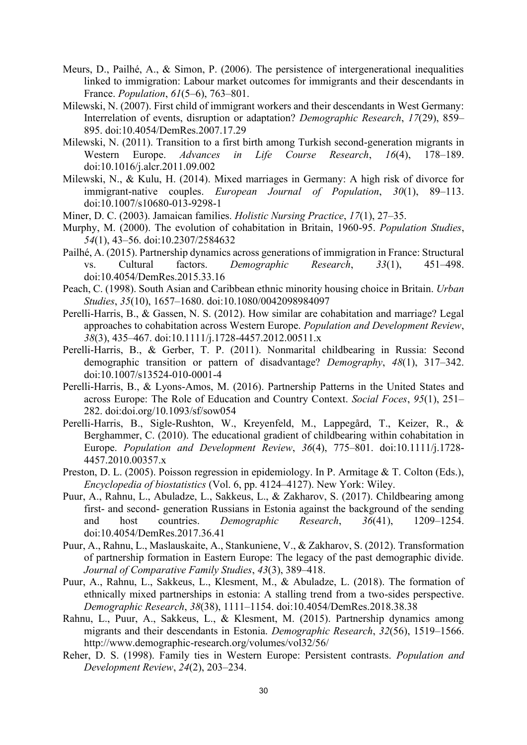Meurs, D., Pailhé, A., & Simon, P. (2006). The persistence of intergenerational inequalities linked to immigration: Labour market outcomes for immigrants and their descendants in France. *Population*, *61*(5–6), 763–801.

Milewski, N. (2007). First child of immigrant workers and their descendants in West Germany: Interrelation of events, disruption or adaptation? *Demographic Research*, *17*(29), 859–895. doi:10.4054/DemRes.2007.17.29

Milewski, N. (2011). Transition to a first birth among Turkish second-generation migrants in Western Europe. *Advances in Life Course Research*, *16*(4), 178–189. doi:10.1016/j.alcr.2011.09.002

Milewski, N., & Kulu, H. (2014). Mixed marriages in Germany: A high risk of divorce for immigrant-native couples. *European Journal of Population*, *30*(1), 89–113. doi:10.1007/s10680-013-9298-1

Miner, D. C. (2003). Jamaican families. *Holistic Nursing Practice*, *17*(1), 27–35.

Murphy, M. (2000). The evolution of cohabitation in Britain, 1960-95. *Population Studies*, *54*(1), 43–56. doi:10.2307/2584632

Pailhé, A. (2015). Partnership dynamics across generations of immigration in France: Structural vs. Cultural factors. *Demographic Research*, *33*(1), 451–498. doi:10.4054/DemRes.2015.33.16

Peach, C. (1998). South Asian and Caribbean ethnic minority housing choice in Britain. *Urban Studies*, *35*(10), 1657–1680. doi:10.1080/0042098984097

Perelli-Harris, B., & Gassen, N. S. (2012). How similar are cohabitation and marriage? Legal approaches to cohabitation across Western Europe. *Population and Development Review*, *38*(3), 435–467. doi:10.1111/j.1728-4457.2012.00511.x

Perelli-Harris, B., & Gerber, T. P. (2011). Nonmarital childbearing in Russia: Second demographic transition or pattern of disadvantage? *Demography*, *48*(1), 317–342. doi:10.1007/s13524-010-0001-4

Perelli-Harris, B., & Lyons-Amos, M. (2016). Partnership Patterns in the United States and across Europe: The Role of Education and Country Context. *Social Foces*, *95*(1), 251–282. doi:doi.org/10.1093/sf/sow054

Perelli-Harris, B., Sigle-Rushton, W., Kreyenfeld, M., Lappegård, T., Keizer, R., & Berghammer, C. (2010). The educational gradient of childbearing within cohabitation in Europe. *Population and Development Review*, *36*(4), 775–801. doi:10.1111/j.1728-4457.2010.00357.x

Preston, D. L. (2005). Poisson regression in epidemiology. In P. Armitage & T. Colton (Eds.), *Encyclopedia of biostatistics* (Vol. 6, pp. 4124–4127). New York: Wiley.

Puur, A., Rahnu, L., Abuladze, L., Sakkeus, L., & Zakharov, S. (2017). Childbearing among first- and second- generation Russians in Estonia against the background of the sending and host countries. *Demographic Research*, *36*(41), 1209–1254. doi:10.4054/DemRes.2017.36.41

Puur, A., Rahnu, L., Maslauskaite, A., Stankuniene, V., & Zakharov, S. (2012). Transformation of partnership formation in Eastern Europe: The legacy of the past demographic divide. *Journal of Comparative Family Studies*, *43*(3), 389–418.

Puur, A., Rahnu, L., Sakkeus, L., Klesment, M., & Abuladze, L. (2018). The formation of ethnically mixed partnerships in estonia: A stalling trend from a two-sides perspective. *Demographic Research*, *38*(38), 1111–1154. doi:10.4054/DemRes.2018.38.38

Rahnu, L., Puur, A., Sakkeus, L., & Klesment, M. (2015). Partnership dynamics among migrants and their descendants in Estonia. *Demographic Research*, *32*(56), 1519–1566. http://www.demographic-research.org/volumes/vol32/56/

Reher, D. S. (1998). Family ties in Western Europe: Persistent contrasts. *Population and Development Review*, *24*(2), 203–234.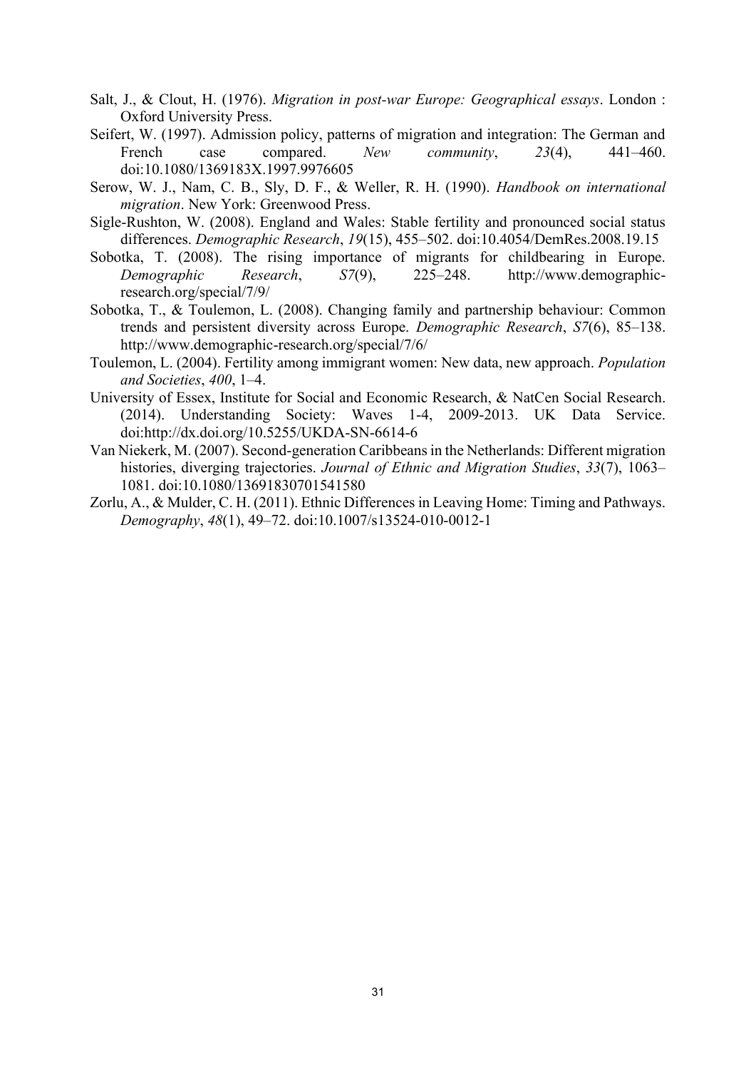Salt, J., & Clout, H. (1976). *Migration in post-war Europe: Geographical essays*. London : Oxford University Press.

Seifert, W. (1997). Admission policy, patterns of migration and integration: The German and French case compared. *New community*, *23*(4), 441–460. doi:10.1080/1369183X.1997.9976605

Serow, W. J., Nam, C. B., Sly, D. F., & Weller, R. H. (1990). *Handbook on international migration*. New York: Greenwood Press.

Sigle-Rushton, W. (2008). England and Wales: Stable fertility and pronounced social status differences. *Demographic Research*, *19*(15), 455–502. doi:10.4054/DemRes.2008.19.15

Sobotka, T. (2008). The rising importance of migrants for childbearing in Europe. *Demographic Research*, *S7*(9), 225–248. http://www.demographic-research.org/special/7/9/

Sobotka, T., & Toulemon, L. (2008). Changing family and partnership behaviour: Common trends and persistent diversity across Europe. *Demographic Research*, *S7*(6), 85–138. http://www.demographic-research.org/special/7/6/

Toulemon, L. (2004). Fertility among immigrant women: New data, new approach. *Population and Societies*, *400*, 1–4.

University of Essex, Institute for Social and Economic Research, & NatCen Social Research. (2014). Understanding Society: Waves 1-4, 2009-2013. UK Data Service. doi:http://dx.doi.org/10.5255/UKDA-SN-6614-6

Van Niekerk, M. (2007). Second-generation Caribbeans in the Netherlands: Different migration histories, diverging trajectories. *Journal of Ethnic and Migration Studies*, *33*(7), 1063–1081. doi:10.1080/13691830701541580

Zorlu, A., & Mulder, C. H. (2011). Ethnic Differences in Leaving Home: Timing and Pathways. *Demography*, *48*(1), 49–72. doi:10.1007/s13524-010-0012-1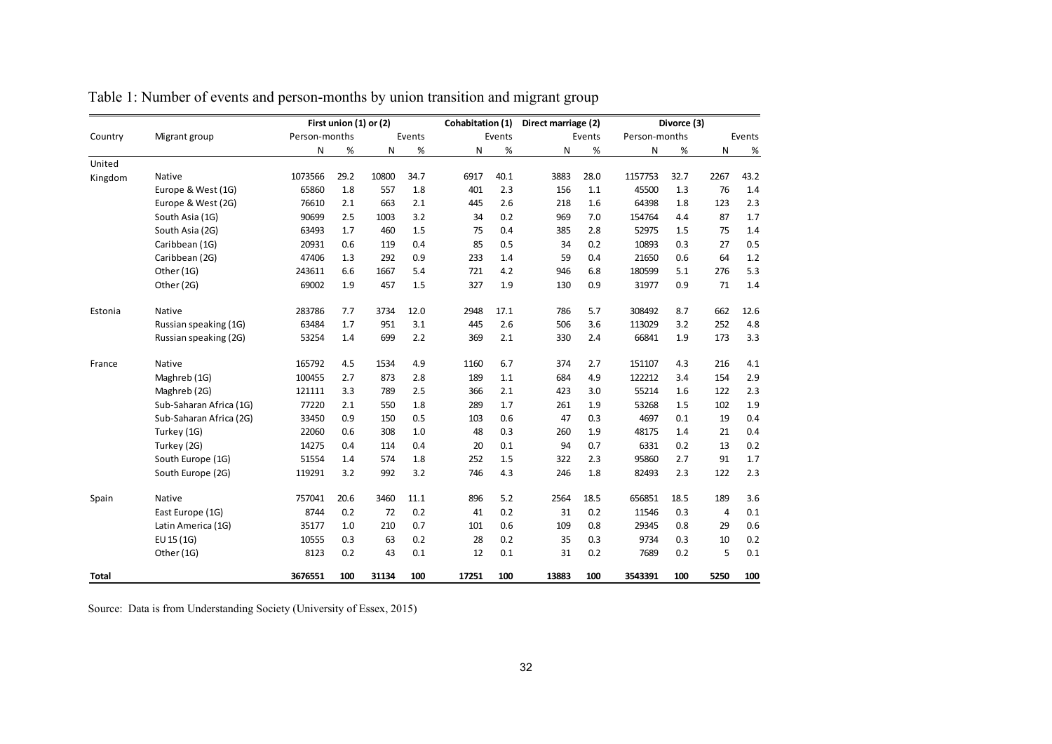Table 1: Number of events and person-months by union transition and migrant group

| Country | Migrant group | First union (1) or (2) | | | | Cohabitation (1) | | Direct marriage (2) | | Divorce (3) | | | |
|---|---|---|---|---|---|---|---|---|---|---|---|---|---|
| | | Person-months | | Events | | Events | | Events | | Person-months | | Events | |
| | | N | % | N | % | N | % | N | % | N | % | N | % |
| United Kingdom | Native | 1073566 | 29.2 | 10800 | 34.7 | 6917 | 40.1 | 3883 | 28.0 | 1157753 | 32.7 | 2267 | 43.2 |
| | Europe & West (1G) | 65860 | 1.8 | 557 | 1.8 | 401 | 2.3 | 156 | 1.1 | 45500 | 1.3 | 76 | 1.4 |
| | Europe & West (2G) | 76610 | 2.1 | 663 | 2.1 | 445 | 2.6 | 218 | 1.6 | 64398 | 1.8 | 123 | 2.3 |
| | South Asia (1G) | 90699 | 2.5 | 1003 | 3.2 | 34 | 0.2 | 969 | 7.0 | 154764 | 4.4 | 87 | 1.7 |
| | South Asia (2G) | 63493 | 1.7 | 460 | 1.5 | 75 | 0.4 | 385 | 2.8 | 52975 | 1.5 | 75 | 1.4 |
| | Caribbean (1G) | 20931 | 0.6 | 119 | 0.4 | 85 | 0.5 | 34 | 0.2 | 10893 | 0.3 | 27 | 0.5 |
| | Caribbean (2G) | 47406 | 1.3 | 292 | 0.9 | 233 | 1.4 | 59 | 0.4 | 21650 | 0.6 | 64 | 1.2 |
| | Other (1G) | 243611 | 6.6 | 1667 | 5.4 | 721 | 4.2 | 946 | 6.8 | 180599 | 5.1 | 276 | 5.3 |
| | Other (2G) | 69002 | 1.9 | 457 | 1.5 | 327 | 1.9 | 130 | 0.9 | 31977 | 0.9 | 71 | 1.4 |
| Estonia | Native | 283786 | 7.7 | 3734 | 12.0 | 2948 | 17.1 | 786 | 5.7 | 308492 | 8.7 | 662 | 12.6 |
| | Russian speaking (1G) | 63484 | 1.7 | 951 | 3.1 | 445 | 2.6 | 506 | 3.6 | 113029 | 3.2 | 252 | 4.8 |
| | Russian speaking (2G) | 53254 | 1.4 | 699 | 2.2 | 369 | 2.1 | 330 | 2.4 | 66841 | 1.9 | 173 | 3.3 |
| France | Native | 165792 | 4.5 | 1534 | 4.9 | 1160 | 6.7 | 374 | 2.7 | 151107 | 4.3 | 216 | 4.1 |
| | Maghreb (1G) | 100455 | 2.7 | 873 | 2.8 | 189 | 1.1 | 684 | 4.9 | 122212 | 3.4 | 154 | 2.9 |
| | Maghreb (2G) | 121111 | 3.3 | 789 | 2.5 | 366 | 2.1 | 423 | 3.0 | 55214 | 1.6 | 122 | 2.3 |
| | Sub-Saharan Africa (1G) | 77220 | 2.1 | 550 | 1.8 | 289 | 1.7 | 261 | 1.9 | 53268 | 1.5 | 102 | 1.9 |
| | Sub-Saharan Africa (2G) | 33450 | 0.9 | 150 | 0.5 | 103 | 0.6 | 47 | 0.3 | 4697 | 0.1 | 19 | 0.4 |
| | Turkey (1G) | 22060 | 0.6 | 308 | 1.0 | 48 | 0.3 | 260 | 1.9 | 48175 | 1.4 | 21 | 0.4 |
| | Turkey (2G) | 14275 | 0.4 | 114 | 0.4 | 20 | 0.1 | 94 | 0.7 | 6331 | 0.2 | 13 | 0.2 |
| | South Europe (1G) | 51554 | 1.4 | 574 | 1.8 | 252 | 1.5 | 322 | 2.3 | 95860 | 2.7 | 91 | 1.7 |
| | South Europe (2G) | 119291 | 3.2 | 992 | 3.2 | 746 | 4.3 | 246 | 1.8 | 82493 | 2.3 | 122 | 2.3 |
| Spain | Native | 757041 | 20.6 | 3460 | 11.1 | 896 | 5.2 | 2564 | 18.5 | 656851 | 18.5 | 189 | 3.6 |
| | East Europe (1G) | 8744 | 0.2 | 72 | 0.2 | 41 | 0.2 | 31 | 0.2 | 11546 | 0.3 | 4 | 0.1 |
| | Latin America (1G) | 35177 | 1.0 | 210 | 0.7 | 101 | 0.6 | 109 | 0.8 | 29345 | 0.8 | 29 | 0.6 |
| | EU 15 (1G) | 10555 | 0.3 | 63 | 0.2 | 28 | 0.2 | 35 | 0.3 | 9734 | 0.3 | 10 | 0.2 |
| | Other (1G) | 8123 | 0.2 | 43 | 0.1 | 12 | 0.1 | 31 | 0.2 | 7689 | 0.2 | 5 | 0.1 |
| **Total** | | **3676551** | **100** | **31134** | **100** | **17251** | **100** | **13883** | **100** | **3543391** | **100** | **5250** | **100** |

Source: Data is from Understanding Society (University of Essex, 2015)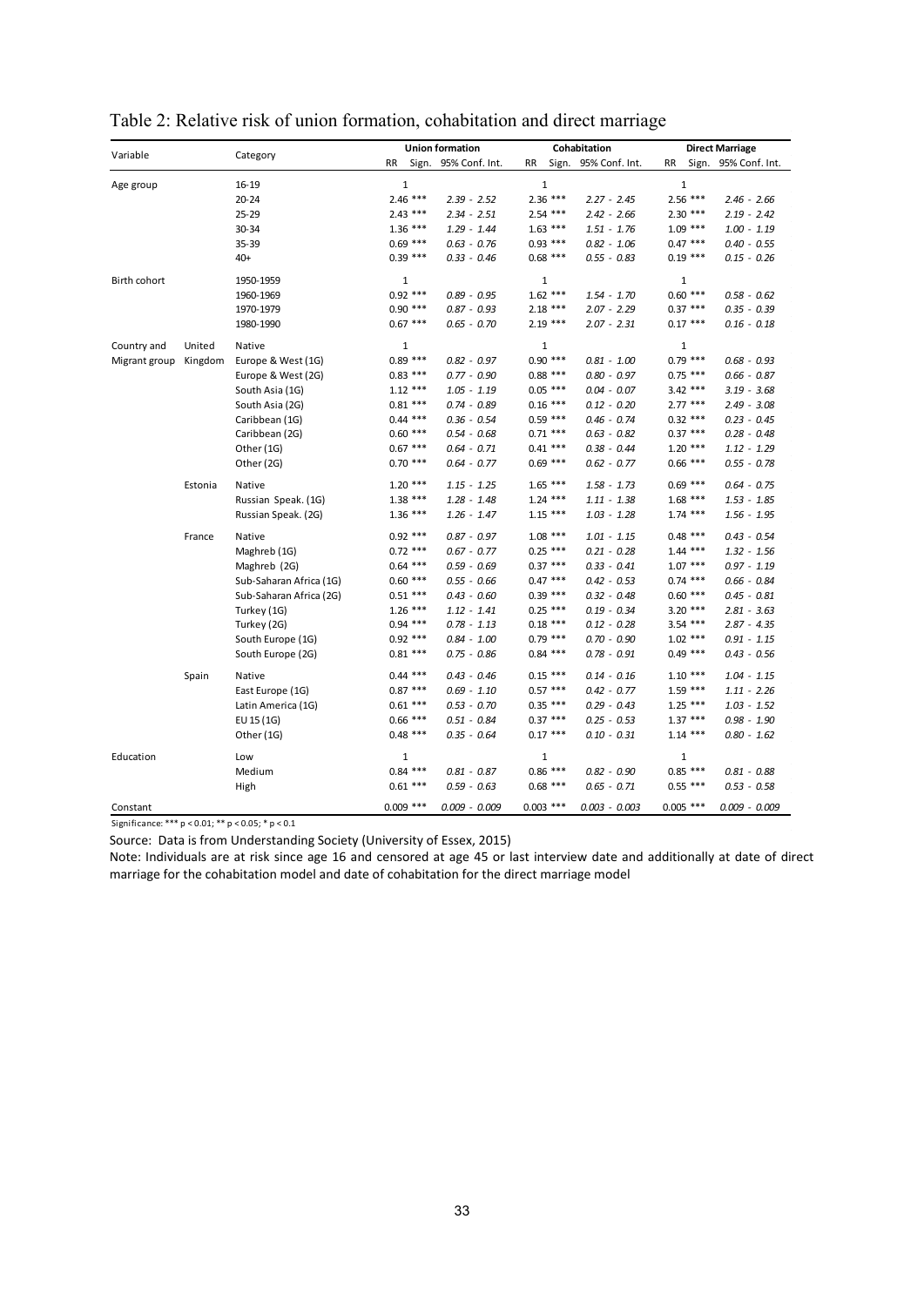# Table 2: Relative risk of union formation, cohabitation and direct marriage

| Variable | | Category | Union formation | | | Cohabitation | | | Direct Marriage | | |
|---|---|---|---|---|---|---|---|---|---|---|---|
| | | | RR | Sign. | 95% Conf. Int. | RR | Sign. | 95% Conf. Int. | RR | Sign. | 95% Conf. Int. |
| Age group | | 16-19 | 1 | | | 1 | | | 1 | | |
| | | 20-24 | 2.46 | *** | *2.39 - 2.52* | 2.36 | *** | *2.27 - 2.45* | 2.56 | *** | *2.46 - 2.66* |
| | | 25-29 | 2.43 | *** | *2.34 - 2.51* | 2.54 | *** | *2.42 - 2.66* | 2.30 | *** | *2.19 - 2.42* |
| | | 30-34 | 1.36 | *** | *1.29 - 1.44* | 1.63 | *** | *1.51 - 1.76* | 1.09 | *** | *1.00 - 1.19* |
| | | 35-39 | 0.69 | *** | *0.63 - 0.76* | 0.93 | *** | *0.82 - 1.06* | 0.47 | *** | *0.40 - 0.55* |
| | | 40+ | 0.39 | *** | *0.33 - 0.46* | 0.68 | *** | *0.55 - 0.83* | 0.19 | *** | *0.15 - 0.26* |
| Birth cohort | | 1950-1959 | 1 | | | 1 | | | 1 | | |
| | | 1960-1969 | 0.92 | *** | *0.89 - 0.95* | 1.62 | *** | *1.54 - 1.70* | 0.60 | *** | *0.58 - 0.62* |
| | | 1970-1979 | 0.90 | *** | *0.87 - 0.93* | 2.18 | *** | *2.07 - 2.29* | 0.37 | *** | *0.35 - 0.39* |
| | | 1980-1990 | 0.67 | *** | *0.65 - 0.70* | 2.19 | *** | *2.07 - 2.31* | 0.17 | *** | *0.16 - 0.18* |
| Country and Migrant group | United Kingdom | Native | 1 | | | 1 | | | 1 | | |
| | | Europe & West (1G) | 0.89 | *** | *0.82 - 0.97* | 0.90 | *** | *0.81 - 1.00* | 0.79 | *** | *0.68 - 0.93* |
| | | Europe & West (2G) | 0.83 | *** | *0.77 - 0.90* | 0.88 | *** | *0.80 - 0.97* | 0.75 | *** | *0.66 - 0.87* |
| | | South Asia (1G) | 1.12 | *** | *1.05 - 1.19* | 0.05 | *** | *0.04 - 0.07* | 3.42 | *** | *3.19 - 3.68* |
| | | South Asia (2G) | 0.81 | *** | *0.74 - 0.89* | 0.16 | *** | *0.12 - 0.20* | 2.77 | *** | *2.49 - 3.08* |
| | | Caribbean (1G) | 0.44 | *** | *0.36 - 0.54* | 0.59 | *** | *0.46 - 0.74* | 0.32 | *** | *0.23 - 0.45* |
| | | Caribbean (2G) | 0.60 | *** | *0.54 - 0.68* | 0.71 | *** | *0.63 - 0.82* | 0.37 | *** | *0.28 - 0.48* |
| | | Other (1G) | 0.67 | *** | *0.64 - 0.71* | 0.41 | *** | *0.38 - 0.44* | 1.20 | *** | *1.12 - 1.29* |
| | | Other (2G) | 0.70 | *** | *0.64 - 0.77* | 0.69 | *** | *0.62 - 0.77* | 0.66 | *** | *0.55 - 0.78* |
| | Estonia | Native | 1.20 | *** | *1.15 - 1.25* | 1.65 | *** | *1.58 - 1.73* | 0.69 | *** | *0.64 - 0.75* |
| | | Russian Speak. (1G) | 1.38 | *** | *1.28 - 1.48* | 1.24 | *** | *1.11 - 1.38* | 1.68 | *** | *1.53 - 1.85* |
| | | Russian Speak. (2G) | 1.36 | *** | *1.26 - 1.47* | 1.15 | *** | *1.03 - 1.28* | 1.74 | *** | *1.56 - 1.95* |
| | France | Native | 0.92 | *** | *0.87 - 0.97* | 1.08 | *** | *1.01 - 1.15* | 0.48 | *** | *0.43 - 0.54* |
| | | Maghreb (1G) | 0.72 | *** | *0.67 - 0.77* | 0.25 | *** | *0.21 - 0.28* | 1.44 | *** | *1.32 - 1.56* |
| | | Maghreb (2G) | 0.64 | *** | *0.59 - 0.69* | 0.37 | *** | *0.33 - 0.41* | 1.07 | *** | *0.97 - 1.19* |
| | | Sub-Saharan Africa (1G) | 0.60 | *** | *0.55 - 0.66* | 0.47 | *** | *0.42 - 0.53* | 0.74 | *** | *0.66 - 0.84* |
| | | Sub-Saharan Africa (2G) | 0.51 | *** | *0.43 - 0.60* | 0.39 | *** | *0.32 - 0.48* | 0.60 | *** | *0.45 - 0.81* |
| | | Turkey (1G) | 1.26 | *** | *1.12 - 1.41* | 0.25 | *** | *0.19 - 0.34* | 3.20 | *** | *2.81 - 3.63* |
| | | Turkey (2G) | 0.94 | *** | *0.78 - 1.13* | 0.18 | *** | *0.12 - 0.28* | 3.54 | *** | *2.87 - 4.35* |
| | | South Europe (1G) | 0.92 | *** | *0.84 - 1.00* | 0.79 | *** | *0.70 - 0.90* | 1.02 | *** | *0.91 - 1.15* |
| | | South Europe (2G) | 0.81 | *** | *0.75 - 0.86* | 0.84 | *** | *0.78 - 0.91* | 0.49 | *** | *0.43 - 0.56* |
| | Spain | Native | 0.44 | *** | *0.43 - 0.46* | 0.15 | *** | *0.14 - 0.16* | 1.10 | *** | *1.04 - 1.15* |
| | | East Europe (1G) | 0.87 | *** | *0.69 - 1.10* | 0.57 | *** | *0.42 - 0.77* | 1.59 | *** | *1.11 - 2.26* |
| | | Latin America (1G) | 0.61 | *** | *0.53 - 0.70* | 0.35 | *** | *0.29 - 0.43* | 1.25 | *** | *1.03 - 1.52* |
| | | EU 15 (1G) | 0.66 | *** | *0.51 - 0.84* | 0.37 | *** | *0.25 - 0.53* | 1.37 | *** | *0.98 - 1.90* |
| | | Other (1G) | 0.48 | *** | *0.35 - 0.64* | 0.17 | *** | *0.10 - 0.31* | 1.14 | *** | *0.80 - 1.62* |
| Education | | Low | 1 | | | 1 | | | 1 | | |
| | | Medium | 0.84 | *** | *0.81 - 0.87* | 0.86 | *** | *0.82 - 0.90* | 0.85 | *** | *0.81 - 0.88* |
| | | High | 0.61 | *** | *0.59 - 0.63* | 0.68 | *** | *0.65 - 0.71* | 0.55 | *** | *0.53 - 0.58* |
| Constant | | | 0.009 | *** | *0.009 - 0.009* | 0.003 | *** | *0.003 - 0.003* | 0.005 | *** | *0.009 - 0.009* |

Significance: *** p < 0.01; ** p < 0.05; * p < 0.1

Source: Data is from Understanding Society (University of Essex, 2015)

Note: Individuals are at risk since age 16 and censored at age 45 or last interview date and additionally at date of direct marriage for the cohabitation model and date of cohabitation for the direct marriage model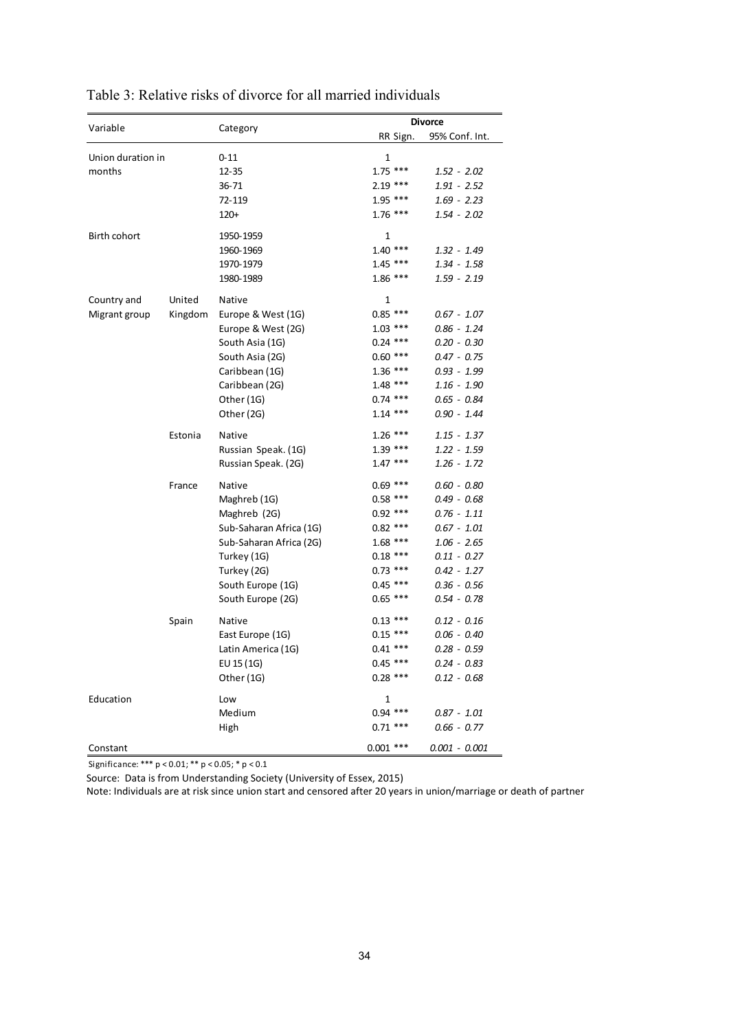Table 3: Relative risks of divorce for all married individuals

| Variable | | Category | Divorce | | |
|---|---|---|---|---|---|
| | | | RR | Sign. | 95% Conf. Int. |
| Union duration in months | | 0-11 | 1 | | |
| | | 12-35 | 1.75 | *** | *1.52 - 2.02* |
| | | 36-71 | 2.19 | *** | *1.91 - 2.52* |
| | | 72-119 | 1.95 | *** | *1.69 - 2.23* |
| | | 120+ | 1.76 | *** | *1.54 - 2.02* |
| Birth cohort | | 1950-1959 | 1 | | |
| | | 1960-1969 | 1.40 | *** | *1.32 - 1.49* |
| | | 1970-1979 | 1.45 | *** | *1.34 - 1.58* |
| | | 1980-1989 | 1.86 | *** | *1.59 - 2.19* |
| Country and Migrant group | United Kingdom | Native | 1 | | |
| | | Europe & West (1G) | 0.85 | *** | *0.67 - 1.07* |
| | | Europe & West (2G) | 1.03 | *** | *0.86 - 1.24* |
| | | South Asia (1G) | 0.24 | *** | *0.20 - 0.30* |
| | | South Asia (2G) | 0.60 | *** | *0.47 - 0.75* |
| | | Caribbean (1G) | 1.36 | *** | *0.93 - 1.99* |
| | | Caribbean (2G) | 1.48 | *** | *1.16 - 1.90* |
| | | Other (1G) | 0.74 | *** | *0.65 - 0.84* |
| | | Other (2G) | 1.14 | *** | *0.90 - 1.44* |
| | Estonia | Native | 1.26 | *** | *1.15 - 1.37* |
| | | Russian Speak. (1G) | 1.39 | *** | *1.22 - 1.59* |
| | | Russian Speak. (2G) | 1.47 | *** | *1.26 - 1.72* |
| | France | Native | 0.69 | *** | *0.60 - 0.80* |
| | | Maghreb (1G) | 0.58 | *** | *0.49 - 0.68* |
| | | Maghreb (2G) | 0.92 | *** | *0.76 - 1.11* |
| | | Sub-Saharan Africa (1G) | 0.82 | *** | *0.67 - 1.01* |
| | | Sub-Saharan Africa (2G) | 1.68 | *** | *1.06 - 2.65* |
| | | Turkey (1G) | 0.18 | *** | *0.11 - 0.27* |
| | | Turkey (2G) | 0.73 | *** | *0.42 - 1.27* |
| | | South Europe (1G) | 0.45 | *** | *0.36 - 0.56* |
| | | South Europe (2G) | 0.65 | *** | *0.54 - 0.78* |
| | Spain | Native | 0.13 | *** | *0.12 - 0.16* |
| | | East Europe (1G) | 0.15 | *** | *0.06 - 0.40* |
| | | Latin America (1G) | 0.41 | *** | *0.28 - 0.59* |
| | | EU 15 (1G) | 0.45 | *** | *0.24 - 0.83* |
| | | Other (1G) | 0.28 | *** | *0.12 - 0.68* |
| Education | | Low | 1 | | |
| | | Medium | 0.94 | *** | *0.87 - 1.01* |
| | | High | 0.71 | *** | *0.66 - 0.77* |
| Constant | | | 0.001 | *** | *0.001 - 0.001* |

Significance: *** $p < 0.01$; ** $p < 0.05$; * $p < 0.1$

Source: Data is from Understanding Society (University of Essex, 2015)

Note: Individuals are at risk since union start and censored after 20 years in union/marriage or death of partner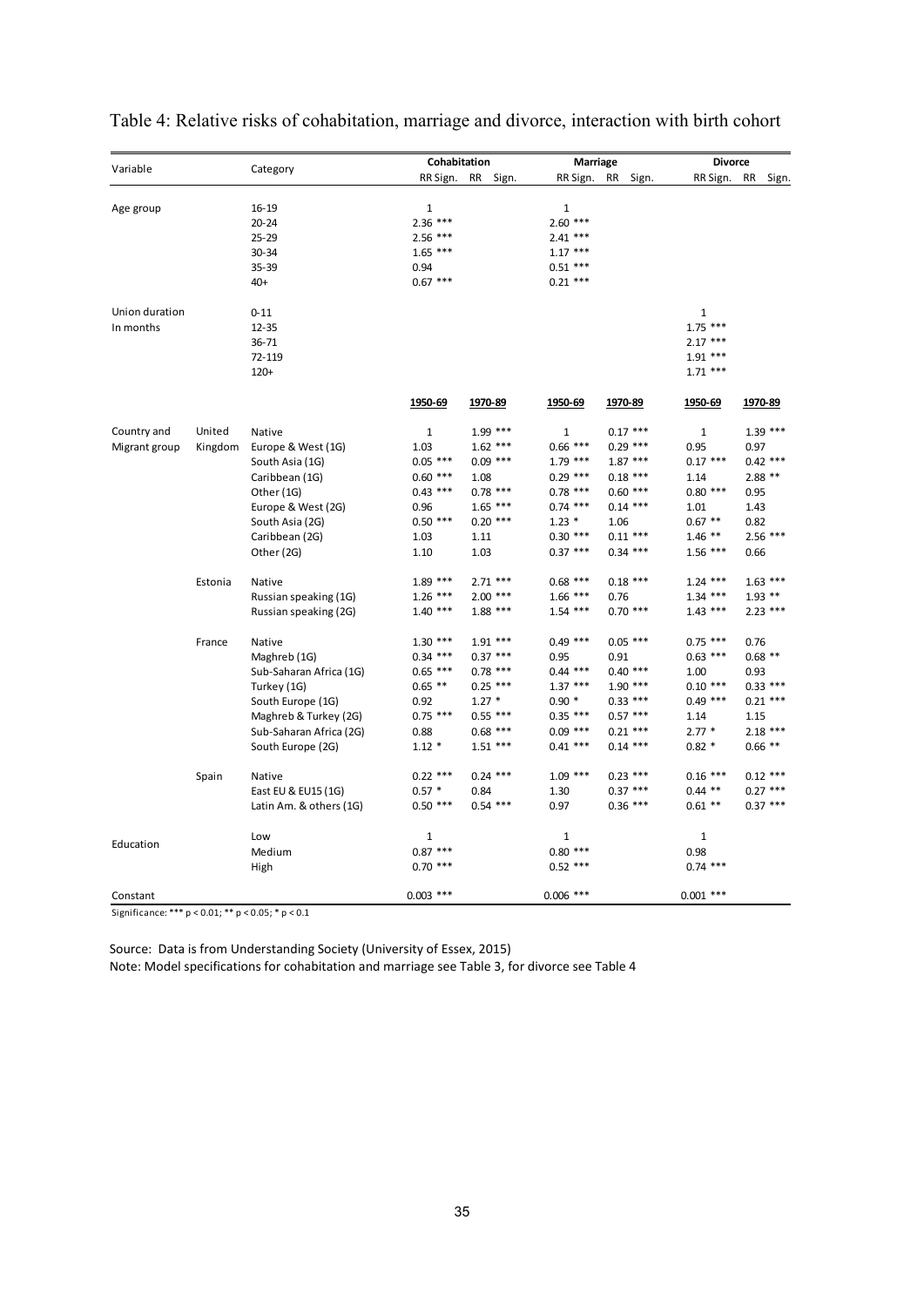# Table 4: Relative risks of cohabitation, marriage and divorce, interaction with birth cohort

| Variable | | Category | Cohabitation | | Marriage | | Divorce | |
|---|---|---|---|---|---|---|---|---|
| | | | RR Sign. | RR Sign. | RR Sign. | RR Sign. | RR Sign. | RR Sign. |
| Age group | | 16-19 | 1 | | 1 | | | |
| | | 20-24 | 2.36 *** | | 2.60 *** | | | |
| | | 25-29 | 2.56 *** | | 2.41 *** | | | |
| | | 30-34 | 1.65 *** | | 1.17 *** | | | |
| | | 35-39 | 0.94 | | 0.51 *** | | | |
| | | 40+ | 0.67 *** | | 0.21 *** | | | |
| Union duration In months | | 0-11 | | | | | 1 | |
| | | 12-35 | | | | | 1.75 *** | |
| | | 36-71 | | | | | 2.17 *** | |
| | | 72-119 | | | | | 1.91 *** | |
| | | 120+ | | | | | 1.71 *** | |
| | | | **1950-69** | **1970-89** | **1950-69** | **1970-89** | **1950-69** | **1970-89** |
| Country and Migrant group | United Kingdom | Native | 1 | 1.99 *** | 1 | 0.17 *** | 1 | 1.39 *** |
| | | Europe & West (1G) | 1.03 | 1.62 *** | 0.66 *** | 0.29 *** | 0.95 | 0.97 |
| | | South Asia (1G) | 0.05 *** | 0.09 *** | 1.79 *** | 1.87 *** | 0.17 *** | 0.42 *** |
| | | Caribbean (1G) | 0.60 *** | 1.08 | 0.29 *** | 0.18 *** | 1.14 | 2.88 ** |
| | | Other (1G) | 0.43 *** | 0.78 *** | 0.78 *** | 0.60 *** | 0.80 *** | 0.95 |
| | | Europe & West (2G) | 0.96 | 1.65 *** | 0.74 *** | 0.14 *** | 1.01 | 1.43 |
| | | South Asia (2G) | 0.50 *** | 0.20 *** | 1.23 * | 1.06 | 0.67 ** | 0.82 |
| | | Caribbean (2G) | 1.03 | 1.11 | 0.30 *** | 0.11 *** | 1.46 ** | 2.56 *** |
| | | Other (2G) | 1.10 | 1.03 | 0.37 *** | 0.34 *** | 1.56 *** | 0.66 |
| | Estonia | Native | 1.89 *** | 2.71 *** | 0.68 *** | 0.18 *** | 1.24 *** | 1.63 *** |
| | | Russian speaking (1G) | 1.26 *** | 2.00 *** | 1.66 *** | 0.76 | 1.34 *** | 1.93 ** |
| | | Russian speaking (2G) | 1.40 *** | 1.88 *** | 1.54 *** | 0.70 *** | 1.43 *** | 2.23 *** |
| | France | Native | 1.30 *** | 1.91 *** | 0.49 *** | 0.05 *** | 0.75 *** | 0.76 |
| | | Maghreb (1G) | 0.34 *** | 0.37 *** | 0.95 | 0.91 | 0.63 *** | 0.68 ** |
| | | Sub-Saharan Africa (1G) | 0.65 *** | 0.78 *** | 0.44 *** | 0.40 *** | 1.00 | 0.93 |
| | | Turkey (1G) | 0.65 ** | 0.25 *** | 1.37 *** | 1.90 *** | 0.10 *** | 0.33 *** |
| | | South Europe (1G) | 0.92 | 1.27 * | 0.90 * | 0.33 *** | 0.49 *** | 0.21 *** |
| | | Maghreb & Turkey (2G) | 0.75 *** | 0.55 *** | 0.35 *** | 0.57 *** | 1.14 | 1.15 |
| | | Sub-Saharan Africa (2G) | 0.88 | 0.68 *** | 0.09 *** | 0.21 *** | 2.77 * | 2.18 *** |
| | | South Europe (2G) | 1.12 * | 1.51 *** | 0.41 *** | 0.14 *** | 0.82 * | 0.66 ** |
| | Spain | Native | 0.22 *** | 0.24 *** | 1.09 *** | 0.23 *** | 0.16 *** | 0.12 *** |
| | | East EU & EU15 (1G) | 0.57 * | 0.84 | 1.30 | 0.37 *** | 0.44 ** | 0.27 *** |
| | | Latin Am. & others (1G) | 0.50 *** | 0.54 *** | 0.97 | 0.36 *** | 0.61 ** | 0.37 *** |
| Education | | Low | 1 | | 1 | | 1 | |
| | | Medium | 0.87 *** | | 0.80 *** | | 0.98 | |
| | | High | 0.70 *** | | 0.52 *** | | 0.74 *** | |
| Constant | | | 0.003 *** | | 0.006 *** | | 0.001 *** | |

Significance: *** p < 0.01; ** p < 0.05; * p < 0.1

Source: Data is from Understanding Society (University of Essex, 2015)

Note: Model specifications for cohabitation and marriage see Table 3, for divorce see Table 4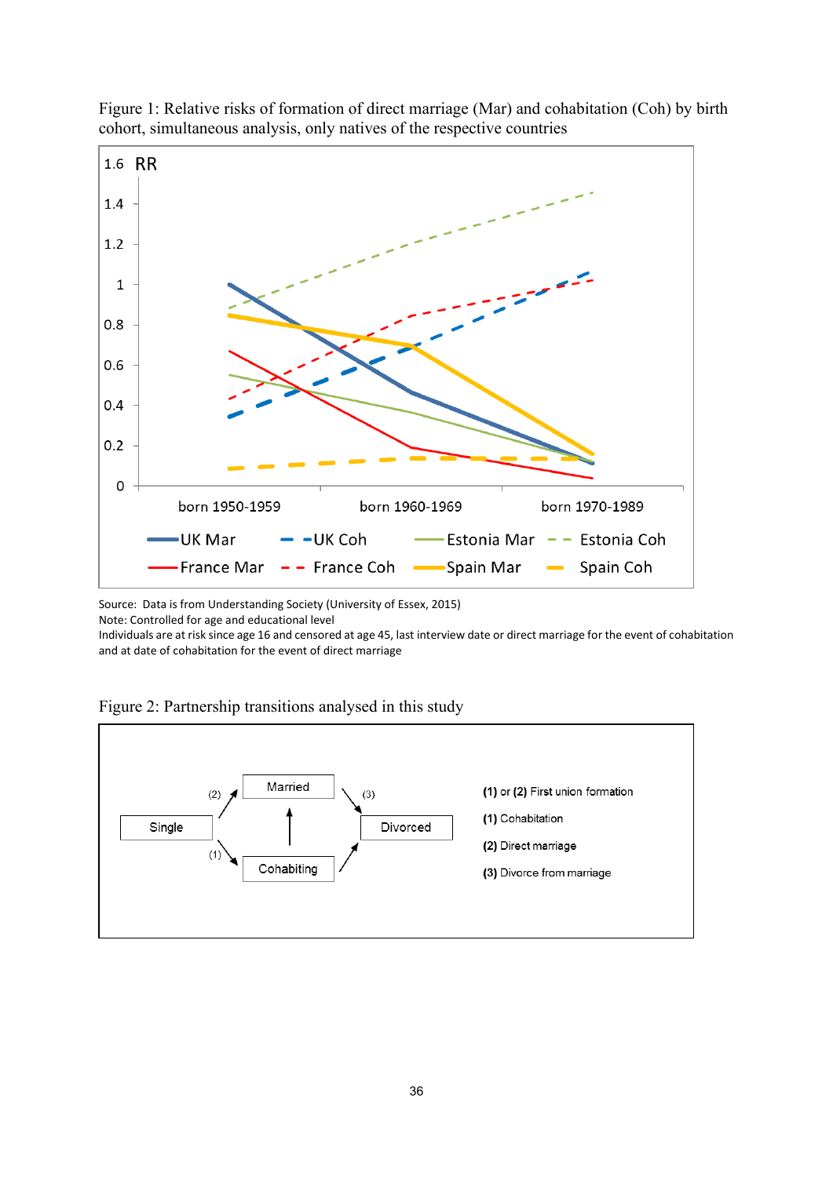Figure 1: Relative risks of formation of direct marriage (Mar) and cohabitation (Coh) by birth cohort, simultaneous analysis, only natives of the respective countries

Source: Data is from Understanding Society (University of Essex, 2015)
Note: Controlled for age and educational level
Individuals are at risk since age 16 and censored at age 45, last interview date or direct marriage for the event of cohabitation and at date of cohabitation for the event of direct marriage

Figure 2: Partnership transitions analysed in this study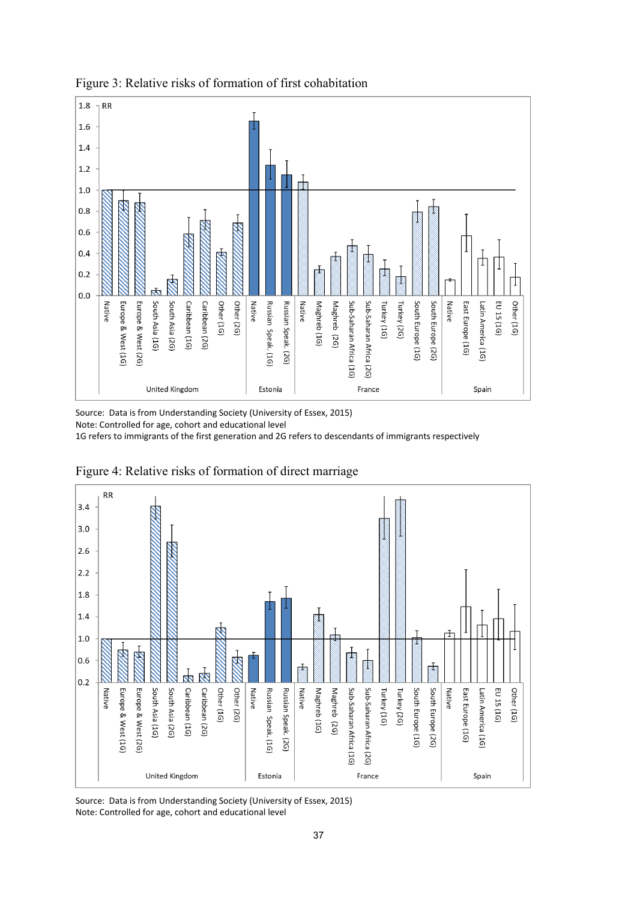Figure 3: Relative risks of formation of first cohabitation

Source: Data is from Understanding Society (University of Essex, 2015)

Note: Controlled for age, cohort and educational level

1G refers to immigrants of the first generation and 2G refers to descendants of immigrants respectively

Figure 4: Relative risks of formation of direct marriage

Source: Data is from Understanding Society (University of Essex, 2015)

Note: Controlled for age, cohort and educational level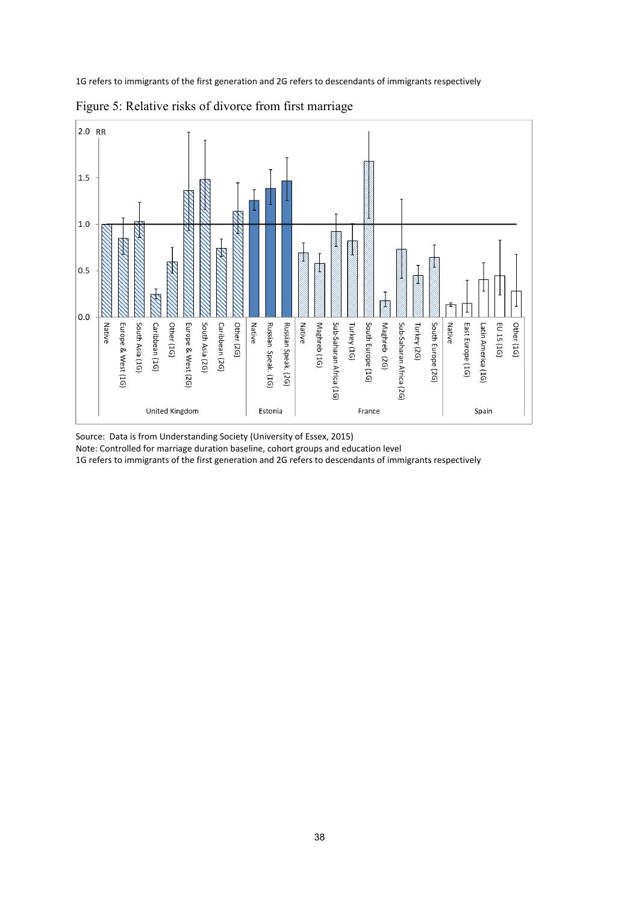1G refers to immigrants of the first generation and 2G refers to descendants of immigrants respectively

Figure 5: Relative risks of divorce from first marriage

2.0 RR
1.5
1.0
0.5
0.0

Native
Europe & West (1G)
South Asia (1G)
Caribbean (1G)
Other (1G)
Europe & West (2G)
South Asia (2G)
Caribbean (2G)
Other (2G)
Native
Russian Speak. (1G)
Russian Speak. (2G)
Native
Maghreb (1G)
Sub-Saharan Africa (1G)
Turkey (1G)
South Europe (1G)
Maghreb (2G)
Sub-Saharan Africa (2G)
Turkey (2G)
South Europe (2G)
Native
East Europe (1G)
Latin America (1G)
EU 15 (1G)
Other (1G)

United Kingdom
Estonia
France
Spain

Source: Data is from Understanding Society (University of Essex, 2015)

Note: Controlled for marriage duration baseline, cohort groups and education level

1G refers to immigrants of the first generation and 2G refers to descendants of immigrants respectively